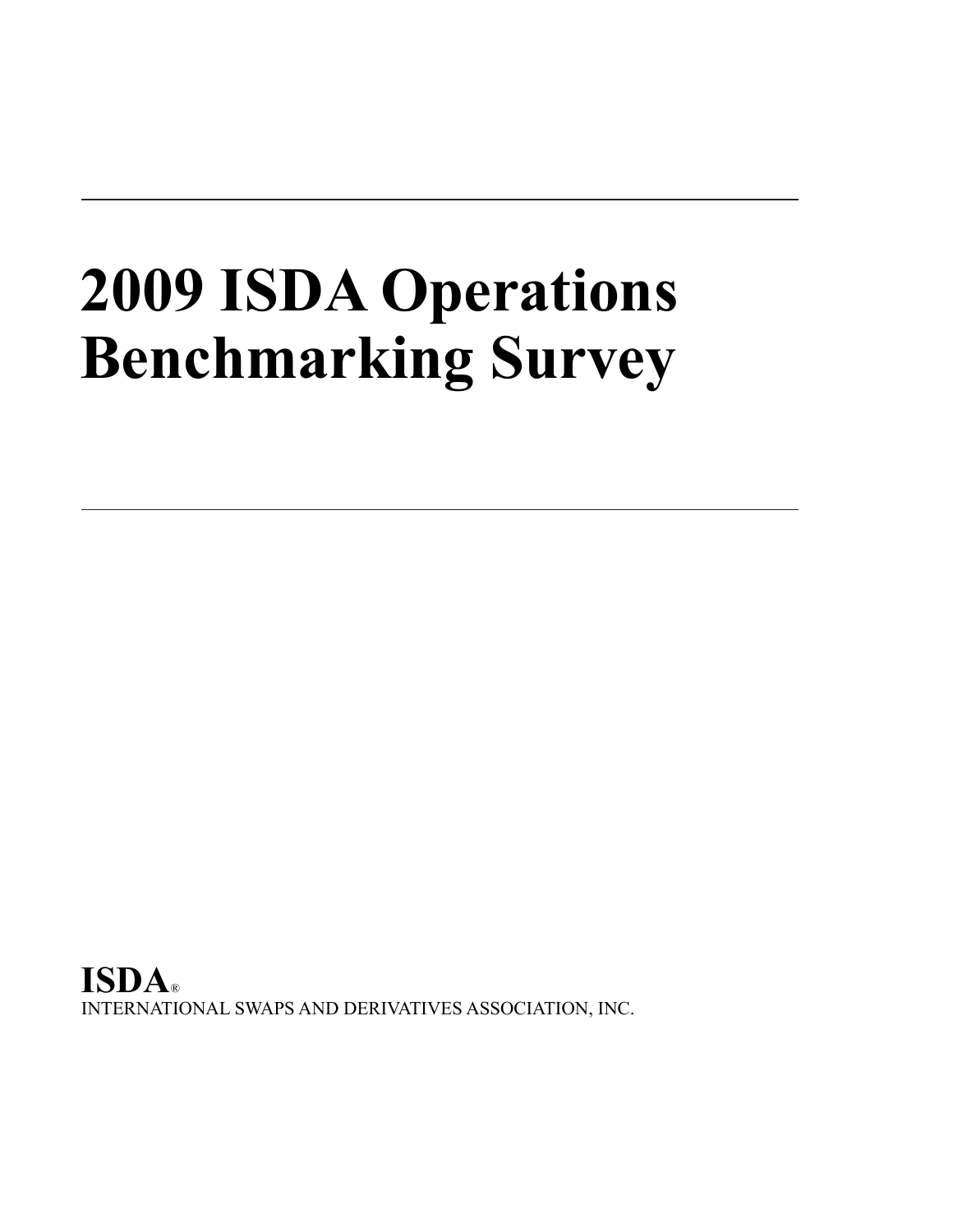# 2009 ISDA Operations Benchmarking Survey

**ISDA®**

INTERNATIONAL SWAPS AND DERIVATIVES ASSOCIATION, INC.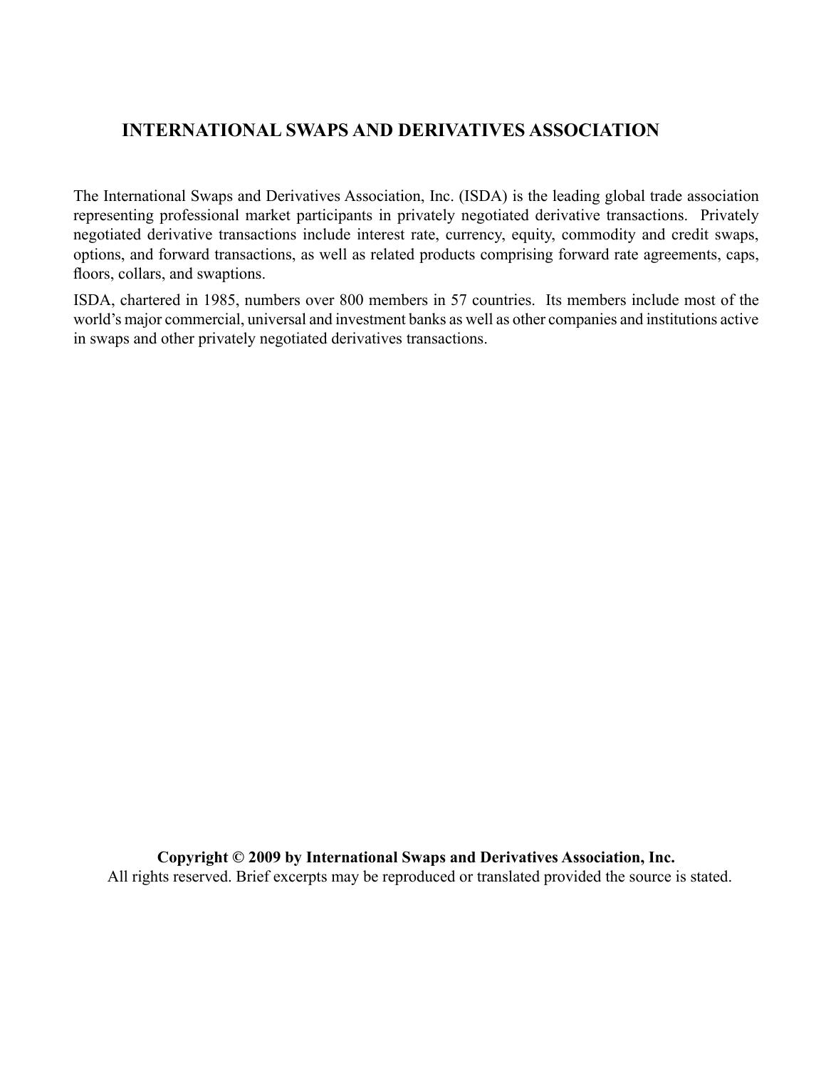## INTERNATIONAL SWAPS AND DERIVATIVES ASSOCIATION

The International Swaps and Derivatives Association, Inc. (ISDA) is the leading global trade association representing professional market participants in privately negotiated derivative transactions. Privately negotiated derivative transactions include interest rate, currency, equity, commodity and credit swaps, options, and forward transactions, as well as related products comprising forward rate agreements, caps, floors, collars, and swaptions.

ISDA, chartered in 1985, numbers over 800 members in 57 countries. Its members include most of the world's major commercial, universal and investment banks as well as other companies and institutions active in swaps and other privately negotiated derivatives transactions.

**Copyright © 2009 by International Swaps and Derivatives Association, Inc.**
All rights reserved. Brief excerpts may be reproduced or translated provided the source is stated.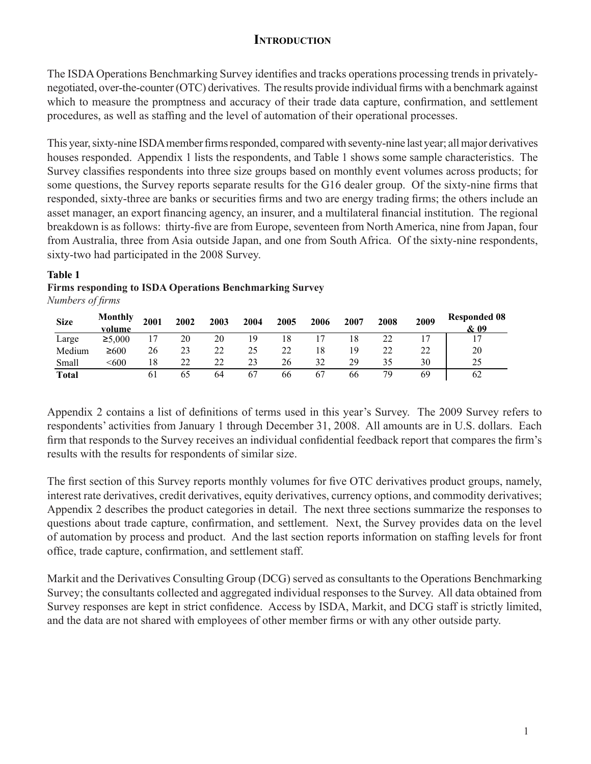# Introduction

The ISDA Operations Benchmarking Survey identifies and tracks operations processing trends in privately-negotiated, over-the-counter (OTC) derivatives. The results provide individual firms with a benchmark against which to measure the promptness and accuracy of their trade data capture, confirmation, and settlement procedures, as well as staffing and the level of automation of their operational processes.

This year, sixty-nine ISDA member firms responded, compared with seventy-nine last year; all major derivatives houses responded. Appendix 1 lists the respondents, and Table 1 shows some sample characteristics. The Survey classifies respondents into three size groups based on monthly event volumes across products; for some questions, the Survey reports separate results for the G16 dealer group. Of the sixty-nine firms that responded, sixty-three are banks or securities firms and two are energy trading firms; the others include an asset manager, an export financing agency, an insurer, and a multilateral financial institution. The regional breakdown is as follows: thirty-five are from Europe, seventeen from North America, nine from Japan, four from Australia, three from Asia outside Japan, and one from South Africa. Of the sixty-nine respondents, sixty-two had participated in the 2008 Survey.

**Table 1**
**Firms responding to ISDA Operations Benchmarking Survey**
*Numbers of firms*

| Size | Monthly volume | 2001 | 2002 | 2003 | 2004 | 2005 | 2006 | 2007 | 2008 | 2009 | Responded 08 & 09 |
|---|---|---|---|---|---|---|---|---|---|---|---|
| Large | ≥5,000 | 17 | 20 | 20 | 19 | 18 | 17 | 18 | 22 | 17 | 17 |
| Medium | ≥600 | 26 | 23 | 22 | 25 | 22 | 18 | 19 | 22 | 22 | 20 |
| Small | <600 | 18 | 22 | 22 | 23 | 26 | 32 | 29 | 35 | 30 | 25 |
| **Total** | | 61 | 65 | 64 | 67 | 66 | 67 | 66 | 79 | 69 | 62 |

Appendix 2 contains a list of definitions of terms used in this year's Survey. The 2009 Survey refers to respondents' activities from January 1 through December 31, 2008. All amounts are in U.S. dollars. Each firm that responds to the Survey receives an individual confidential feedback report that compares the firm's results with the results for respondents of similar size.

The first section of this Survey reports monthly volumes for five OTC derivatives product groups, namely, interest rate derivatives, credit derivatives, equity derivatives, currency options, and commodity derivatives; Appendix 2 describes the product categories in detail. The next three sections summarize the responses to questions about trade capture, confirmation, and settlement. Next, the Survey provides data on the level of automation by process and product. And the last section reports information on staffing levels for front office, trade capture, confirmation, and settlement staff.

Markit and the Derivatives Consulting Group (DCG) served as consultants to the Operations Benchmarking Survey; the consultants collected and aggregated individual responses to the Survey. All data obtained from Survey responses are kept in strict confidence. Access by ISDA, Markit, and DCG staff is strictly limited, and the data are not shared with employees of other member firms or with any other outside party.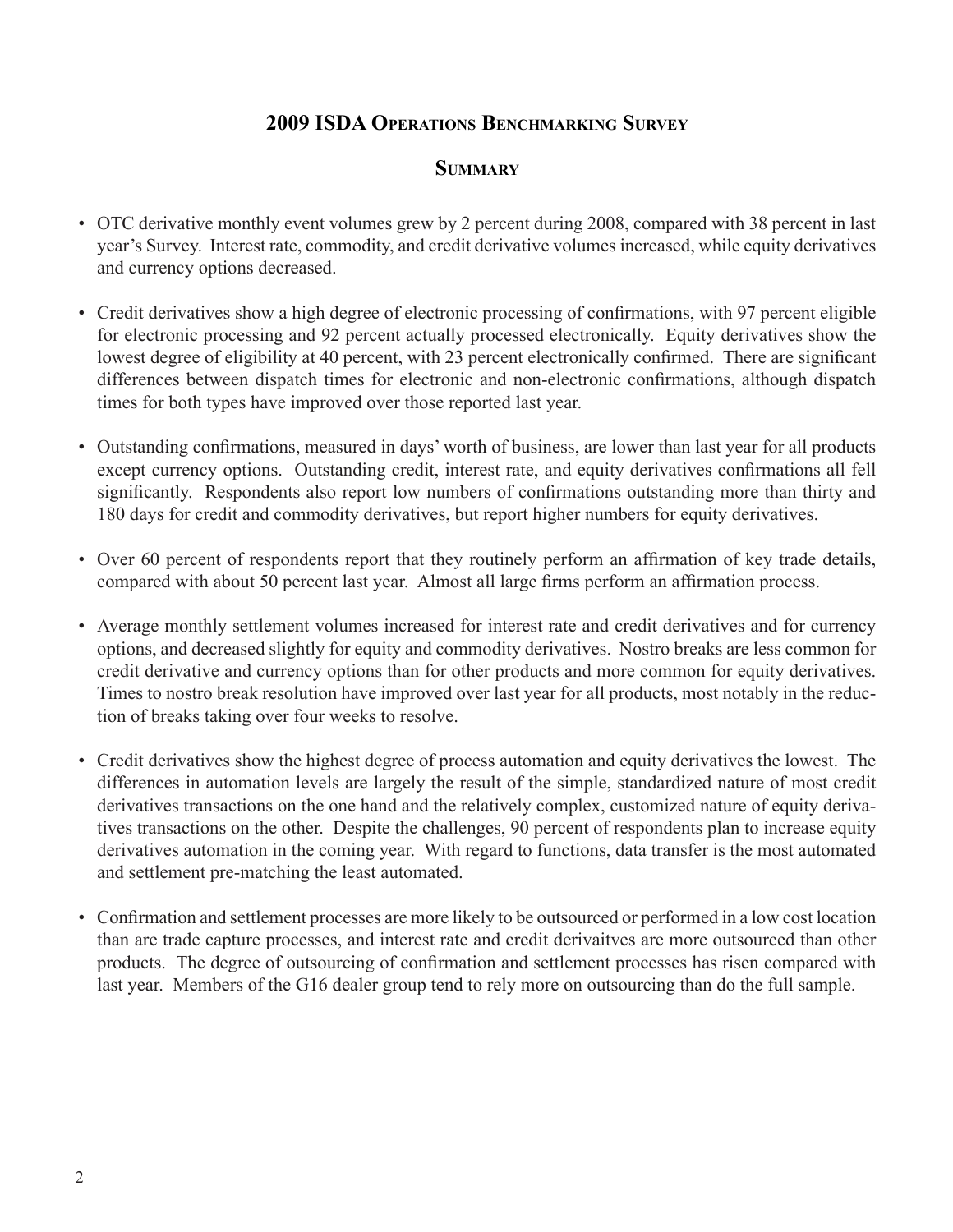## 2009 ISDA Operations Benchmarking Survey

### Summary

- OTC derivative monthly event volumes grew by 2 percent during 2008, compared with 38 percent in last year's Survey. Interest rate, commodity, and credit derivative volumes increased, while equity derivatives and currency options decreased.

- Credit derivatives show a high degree of electronic processing of confirmations, with 97 percent eligible for electronic processing and 92 percent actually processed electronically. Equity derivatives show the lowest degree of eligibility at 40 percent, with 23 percent electronically confirmed. There are significant differences between dispatch times for electronic and non-electronic confirmations, although dispatch times for both types have improved over those reported last year.

- Outstanding confirmations, measured in days' worth of business, are lower than last year for all products except currency options. Outstanding credit, interest rate, and equity derivatives confirmations all fell significantly. Respondents also report low numbers of confirmations outstanding more than thirty and 180 days for credit and commodity derivatives, but report higher numbers for equity derivatives.

- Over 60 percent of respondents report that they routinely perform an affirmation of key trade details, compared with about 50 percent last year. Almost all large firms perform an affirmation process.

- Average monthly settlement volumes increased for interest rate and credit derivatives and for currency options, and decreased slightly for equity and commodity derivatives. Nostro breaks are less common for credit derivative and currency options than for other products and more common for equity derivatives. Times to nostro break resolution have improved over last year for all products, most notably in the reduction of breaks taking over four weeks to resolve.

- Credit derivatives show the highest degree of process automation and equity derivatives the lowest. The differences in automation levels are largely the result of the simple, standardized nature of most credit derivatives transactions on the one hand and the relatively complex, customized nature of equity derivatives transactions on the other. Despite the challenges, 90 percent of respondents plan to increase equity derivatives automation in the coming year. With regard to functions, data transfer is the most automated and settlement pre-matching the least automated.

- Confirmation and settlement processes are more likely to be outsourced or performed in a low cost location than are trade capture processes, and interest rate and credit derivaitves are more outsourced than other products. The degree of outsourcing of confirmation and settlement processes has risen compared with last year. Members of the G16 dealer group tend to rely more on outsourcing than do the full sample.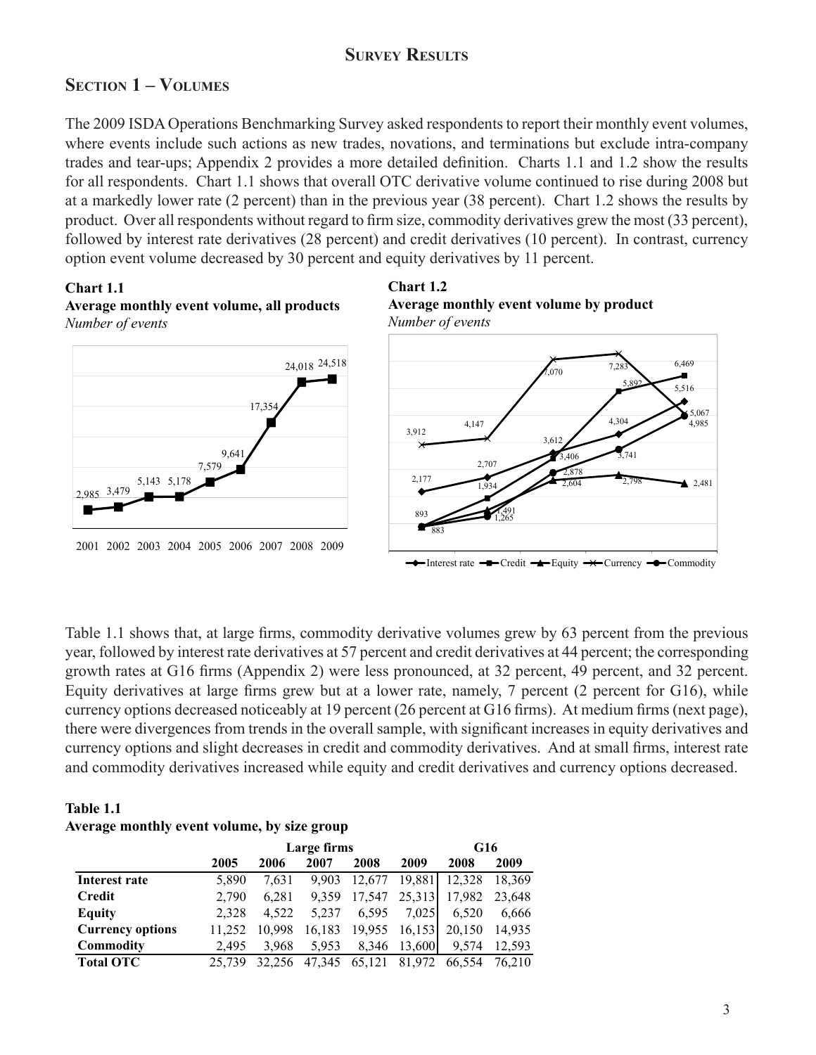# Survey Results

## Section 1 – Volumes

The 2009 ISDA Operations Benchmarking Survey asked respondents to report their monthly event volumes, where events include such actions as new trades, novations, and terminations but exclude intra-company trades and tear-ups; Appendix 2 provides a more detailed definition. Charts 1.1 and 1.2 show the results for all respondents. Chart 1.1 shows that overall OTC derivative volume continued to rise during 2008 but at a markedly lower rate (2 percent) than in the previous year (38 percent). Chart 1.2 shows the results by product. Over all respondents without regard to firm size, commodity derivatives grew the most (33 percent), followed by interest rate derivatives (28 percent) and credit derivatives (10 percent). In contrast, currency option event volume decreased by 30 percent and equity derivatives by 11 percent.

**Chart 1.1**
**Average monthly event volume, all products**
*Number of events*

| Year | 2001 | 2002 | 2003 | 2004 | 2005 | 2006 | 2007 | 2008 | 2009 |
|---|---|---|---|---|---|---|---|---|---|
| Events | 2,985 | 3,479 | 5,143 | 5,178 | 7,579 | 9,641 | 17,354 | 24,018 | 24,518 |

**Chart 1.2**
**Average monthly event volume by product**
*Number of events*

| | Interest rate | Credit | Equity | Currency | Commodity |
|---|---|---|---|---|---|
| Point 1 | 2,177 | 883 | 893 | 3,912 | 893 |
| Point 2 | 2,707 | 1,934 | 1,491 | 4,147 | 1,265 |
| Point 3 | 3,612 | 3,406 | 2,604 | 7,070 | 2,878 |
| Point 4 | 4,304 | 5,892 | 2,798 | 7,283 | 3,741 |
| Point 5 | 5,516 | 6,469 | 2,481 | 5,067 | 4,985 |

Table 1.1 shows that, at large firms, commodity derivative volumes grew by 63 percent from the previous year, followed by interest rate derivatives at 57 percent and credit derivatives at 44 percent; the corresponding growth rates at G16 firms (Appendix 2) were less pronounced, at 32 percent, 49 percent, and 32 percent. Equity derivatives at large firms grew but at a lower rate, namely, 7 percent (2 percent for G16), while currency options decreased noticeably at 19 percent (26 percent at G16 firms). At medium firms (next page), there were divergences from trends in the overall sample, with significant increases in equity derivatives and currency options and slight decreases in credit and commodity derivatives. And at small firms, interest rate and commodity derivatives increased while equity and credit derivatives and currency options decreased.

**Table 1.1**
**Average monthly event volume, by size group**

| | Large firms | | | | | G16 | |
|---|---|---|---|---|---|---|---|
| | 2005 | 2006 | 2007 | 2008 | 2009 | 2008 | 2009 |
| **Interest rate** | 5,890 | 7,631 | 9,903 | 12,677 | 19,881 | 12,328 | 18,369 |
| **Credit** | 2,790 | 6,281 | 9,359 | 17,547 | 25,313 | 17,982 | 23,648 |
| **Equity** | 2,328 | 4,522 | 5,237 | 6,595 | 7,025 | 6,520 | 6,666 |
| **Currency options** | 11,252 | 10,998 | 16,183 | 19,955 | 16,153 | 20,150 | 14,935 |
| **Commodity** | 2,495 | 3,968 | 5,953 | 8,346 | 13,600 | 9,574 | 12,593 |
| **Total OTC** | 25,739 | 32,256 | 47,345 | 65,121 | 81,972 | 66,554 | 76,210 |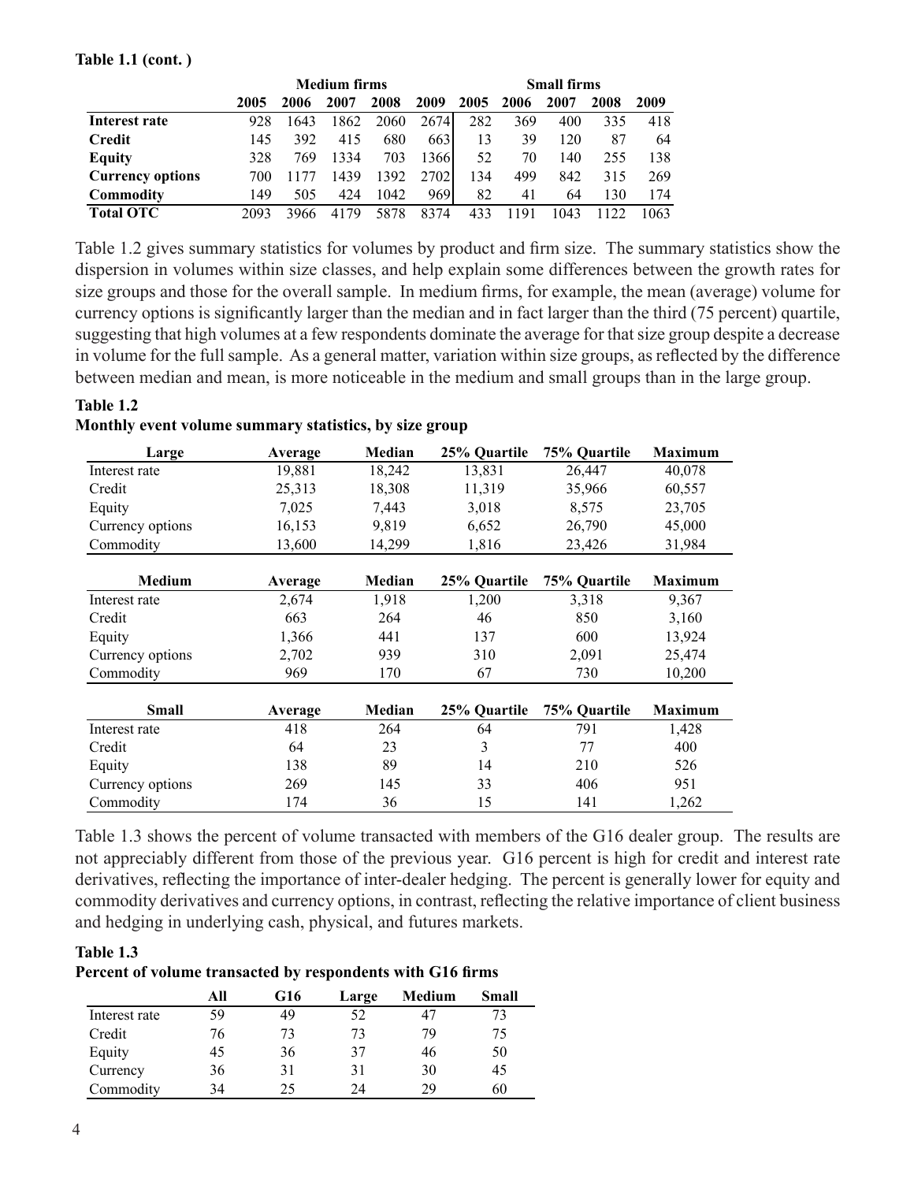**Table 1.1 (cont. )**

| | Medium firms | | | | | Small firms | | | | |
|---|---|---|---|---|---|---|---|---|---|---|
| | 2005 | 2006 | 2007 | 2008 | 2009 | 2005 | 2006 | 2007 | 2008 | 2009 |
| **Interest rate** | 928 | 1643 | 1862 | 2060 | 2674 | 282 | 369 | 400 | 335 | 418 |
| **Credit** | 145 | 392 | 415 | 680 | 663 | 13 | 39 | 120 | 87 | 64 |
| **Equity** | 328 | 769 | 1334 | 703 | 1366 | 52 | 70 | 140 | 255 | 138 |
| **Currency options** | 700 | 1177 | 1439 | 1392 | 2702 | 134 | 499 | 842 | 315 | 269 |
| **Commodity** | 149 | 505 | 424 | 1042 | 969 | 82 | 41 | 64 | 130 | 174 |
| **Total OTC** | 2093 | 3966 | 4179 | 5878 | 8374 | 433 | 1191 | 1043 | 1122 | 1063 |

Table 1.2 gives summary statistics for volumes by product and firm size. The summary statistics show the dispersion in volumes within size classes, and help explain some differences between the growth rates for size groups and those for the overall sample. In medium firms, for example, the mean (average) volume for currency options is significantly larger than the median and in fact larger than the third (75 percent) quartile, suggesting that high volumes at a few respondents dominate the average for that size group despite a decrease in volume for the full sample. As a general matter, variation within size groups, as reflected by the difference between median and mean, is more noticeable in the medium and small groups than in the large group.

**Table 1.2**
**Monthly event volume summary statistics, by size group**

| Large | Average | Median | 25% Quartile | 75% Quartile | Maximum |
|---|---|---|---|---|---|
| Interest rate | 19,881 | 18,242 | 13,831 | 26,447 | 40,078 |
| Credit | 25,313 | 18,308 | 11,319 | 35,966 | 60,557 |
| Equity | 7,025 | 7,443 | 3,018 | 8,575 | 23,705 |
| Currency options | 16,153 | 9,819 | 6,652 | 26,790 | 45,000 |
| Commodity | 13,600 | 14,299 | 1,816 | 23,426 | 31,984 |
| **Medium** | **Average** | **Median** | **25% Quartile** | **75% Quartile** | **Maximum** |
| Interest rate | 2,674 | 1,918 | 1,200 | 3,318 | 9,367 |
| Credit | 663 | 264 | 46 | 850 | 3,160 |
| Equity | 1,366 | 441 | 137 | 600 | 13,924 |
| Currency options | 2,702 | 939 | 310 | 2,091 | 25,474 |
| Commodity | 969 | 170 | 67 | 730 | 10,200 |
| **Small** | **Average** | **Median** | **25% Quartile** | **75% Quartile** | **Maximum** |
| Interest rate | 418 | 264 | 64 | 791 | 1,428 |
| Credit | 64 | 23 | 3 | 77 | 400 |
| Equity | 138 | 89 | 14 | 210 | 526 |
| Currency options | 269 | 145 | 33 | 406 | 951 |
| Commodity | 174 | 36 | 15 | 141 | 1,262 |

Table 1.3 shows the percent of volume transacted with members of the G16 dealer group. The results are not appreciably different from those of the previous year. G16 percent is high for credit and interest rate derivatives, reflecting the importance of inter-dealer hedging. The percent is generally lower for equity and commodity derivatives and currency options, in contrast, reflecting the relative importance of client business and hedging in underlying cash, physical, and futures markets.

**Table 1.3**
**Percent of volume transacted by respondents with G16 firms**

| | All | G16 | Large | Medium | Small |
|---|---|---|---|---|---|
| Interest rate | 59 | 49 | 52 | 47 | 73 |
| Credit | 76 | 73 | 73 | 79 | 75 |
| Equity | 45 | 36 | 37 | 46 | 50 |
| Currency | 36 | 31 | 31 | 30 | 45 |
| Commodity | 34 | 25 | 24 | 29 | 60 |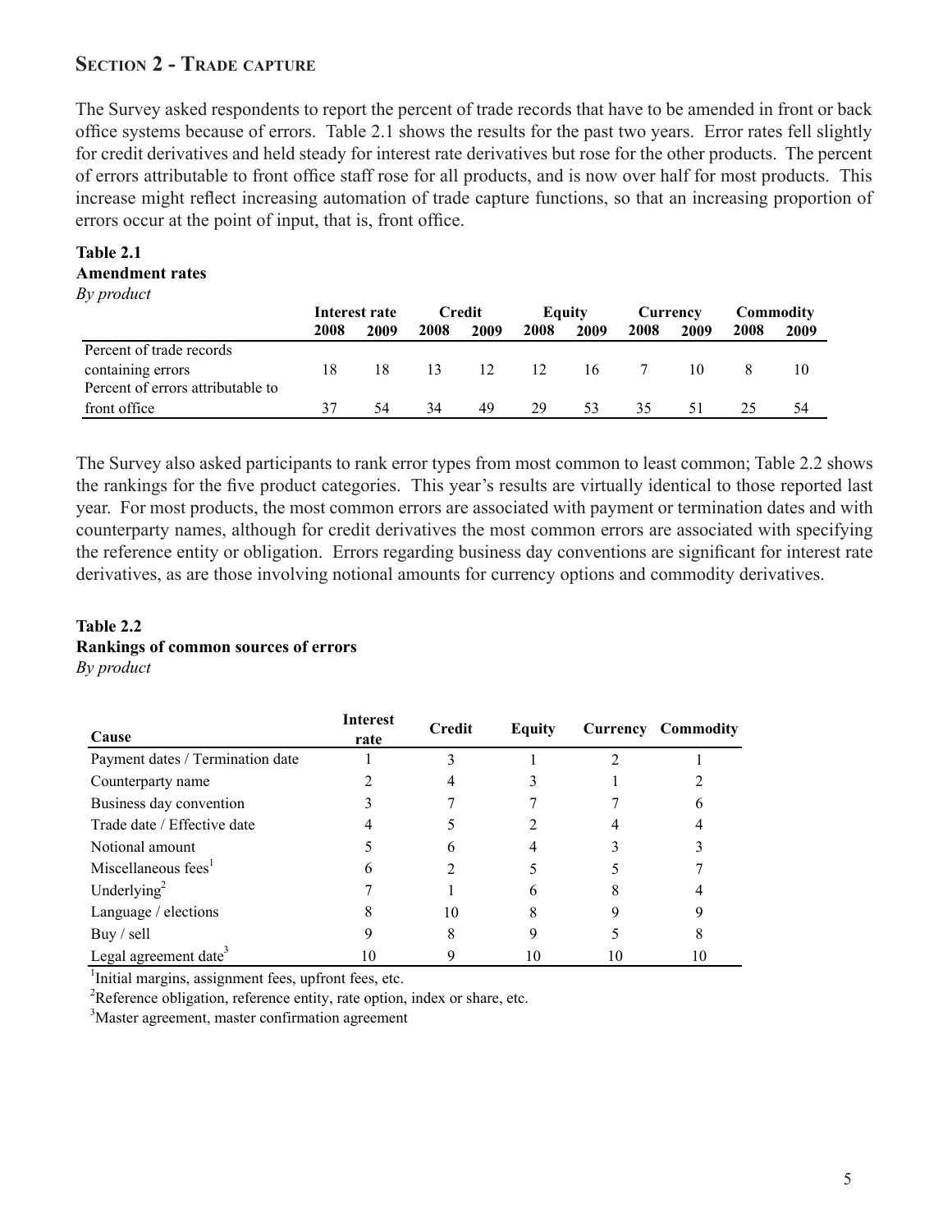## Section 2 - Trade capture

The Survey asked respondents to report the percent of trade records that have to be amended in front or back office systems because of errors. Table 2.1 shows the results for the past two years. Error rates fell slightly for credit derivatives and held steady for interest rate derivatives but rose for the other products. The percent of errors attributable to front office staff rose for all products, and is now over half for most products. This increase might reflect increasing automation of trade capture functions, so that an increasing proportion of errors occur at the point of input, that is, front office.

**Table 2.1**
**Amendment rates**
*By product*

| | Interest rate | | Credit | | Equity | | Currency | | Commodity | |
|---|---|---|---|---|---|---|---|---|---|---|
| | 2008 | 2009 | 2008 | 2009 | 2008 | 2009 | 2008 | 2009 | 2008 | 2009 |
| Percent of trade records containing errors | 18 | 18 | 13 | 12 | 12 | 16 | 7 | 10 | 8 | 10 |
| Percent of errors attributable to front office | 37 | 54 | 34 | 49 | 29 | 53 | 35 | 51 | 25 | 54 |

The Survey also asked participants to rank error types from most common to least common; Table 2.2 shows the rankings for the five product categories. This year's results are virtually identical to those reported last year. For most products, the most common errors are associated with payment or termination dates and with counterparty names, although for credit derivatives the most common errors are associated with specifying the reference entity or obligation. Errors regarding business day conventions are significant for interest rate derivatives, as are those involving notional amounts for currency options and commodity derivatives.

**Table 2.2**
**Rankings of common sources of errors**
*By product*

| Cause | Interest rate | Credit | Equity | Currency | Commodity |
|---|---|---|---|---|---|
| Payment dates / Termination date | 1 | 3 | 1 | 2 | 1 |
| Counterparty name | 2 | 4 | 3 | 1 | 2 |
| Business day convention | 3 | 7 | 7 | 7 | 6 |
| Trade date / Effective date | 4 | 5 | 2 | 4 | 4 |
| Notional amount | 5 | 6 | 4 | 3 | 3 |
| Miscellaneous fees[1] | 6 | 2 | 5 | 5 | 7 |
| Underlying[2] | 7 | 1 | 6 | 8 | 4 |
| Language / elections | 8 | 10 | 8 | 9 | 9 |
| Buy / sell | 9 | 8 | 9 | 5 | 8 |
| Legal agreement date[3] | 10 | 9 | 10 | 10 | 10 |

[1]Initial margins, assignment fees, upfront fees, etc.
[2]Reference obligation, reference entity, rate option, index or share, etc.
[3]Master agreement, master confirmation agreement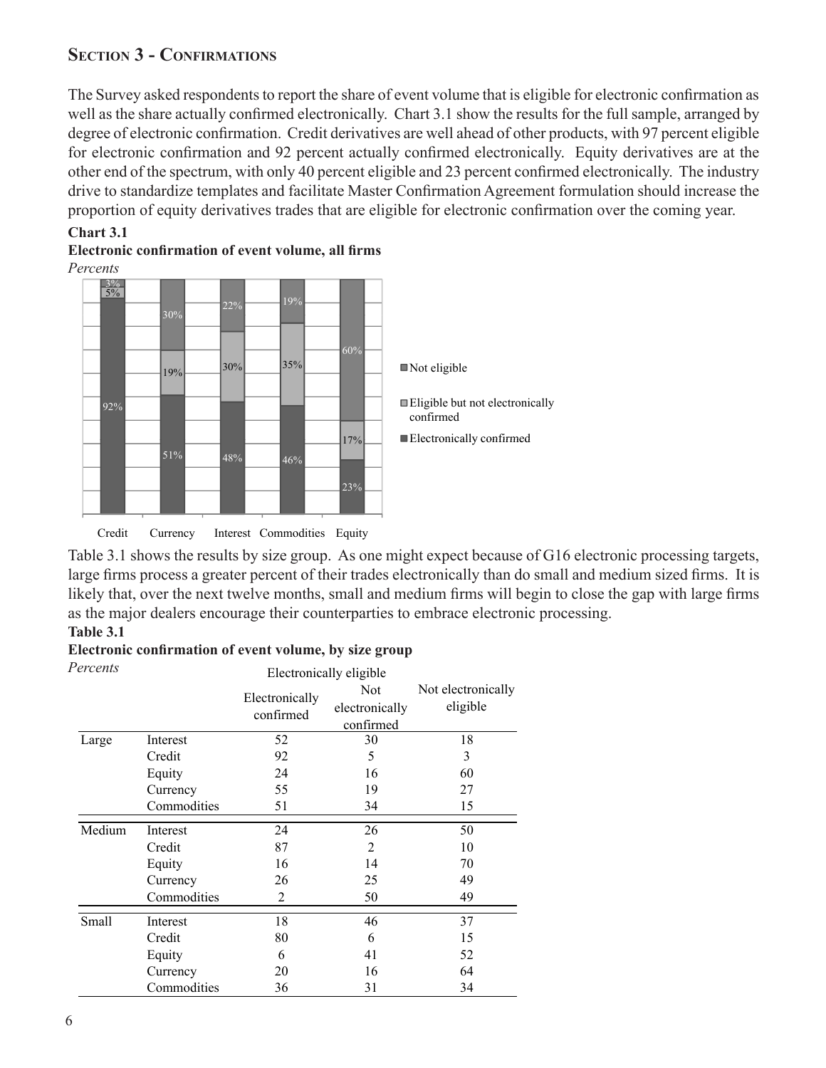## SECTION 3 - CONFIRMATIONS

The Survey asked respondents to report the share of event volume that is eligible for electronic confirmation as well as the share actually confirmed electronically. Chart 3.1 show the results for the full sample, arranged by degree of electronic confirmation. Credit derivatives are well ahead of other products, with 97 percent eligible for electronic confirmation and 92 percent actually confirmed electronically. Equity derivatives are at the other end of the spectrum, with only 40 percent eligible and 23 percent confirmed electronically. The industry drive to standardize templates and facilitate Master Confirmation Agreement formulation should increase the proportion of equity derivatives trades that are eligible for electronic confirmation over the coming year.

**Chart 3.1**

**Electronic confirmation of event volume, all firms**

*Percents*

| | Credit | Currency | Interest | Commodities | Equity |
|---|---|---|---|---|---|
| Not eligible | 3% | 30% | 22% | 19% | 60% |
| Eligible but not electronically confirmed | 5% | 19% | 30% | 35% | 17% |
| Electronically confirmed | 92% | 51% | 48% | 46% | 23% |

Table 3.1 shows the results by size group. As one might expect because of G16 electronic processing targets, large firms process a greater percent of their trades electronically than do small and medium sized firms. It is likely that, over the next twelve months, small and medium firms will begin to close the gap with large firms as the major dealers encourage their counterparties to embrace electronic processing.

**Table 3.1**

**Electronic confirmation of event volume, by size group**

*Percents*

| | | Electronically eligible | | |
|---|---|---|---|---|
| | | Electronically confirmed | Not electronically confirmed | Not electronically eligible |
| Large | Interest | 52 | 30 | 18 |
| | Credit | 92 | 5 | 3 |
| | Equity | 24 | 16 | 60 |
| | Currency | 55 | 19 | 27 |
| | Commodities | 51 | 34 | 15 |
| Medium | Interest | 24 | 26 | 50 |
| | Credit | 87 | 2 | 10 |
| | Equity | 16 | 14 | 70 |
| | Currency | 26 | 25 | 49 |
| | Commodities | 2 | 50 | 49 |
| Small | Interest | 18 | 46 | 37 |
| | Credit | 80 | 6 | 15 |
| | Equity | 6 | 41 | 52 |
| | Currency | 20 | 16 | 64 |
| | Commodities | 36 | 31 | 34 |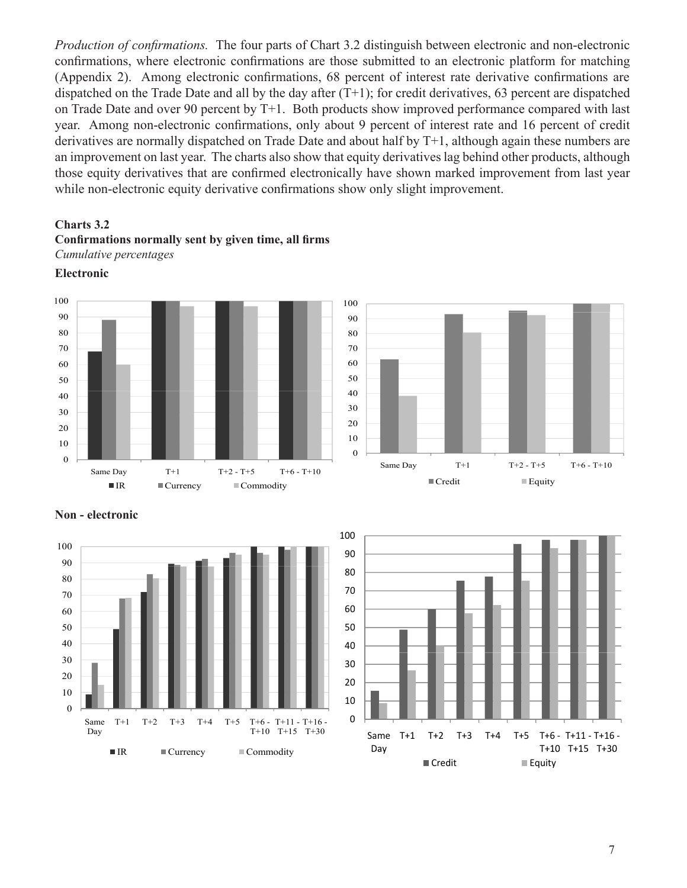*Production of confirmations.* The four parts of Chart 3.2 distinguish between electronic and non-electronic confirmations, where electronic confirmations are those submitted to an electronic platform for matching (Appendix 2). Among electronic confirmations, 68 percent of interest rate derivative confirmations are dispatched on the Trade Date and all by the day after (T+1); for credit derivatives, 63 percent are dispatched on Trade Date and over 90 percent by T+1. Both products show improved performance compared with last year. Among non-electronic confirmations, only about 9 percent of interest rate and 16 percent of credit derivatives are normally dispatched on Trade Date and about half by T+1, although again these numbers are an improvement on last year. The charts also show that equity derivatives lag behind other products, although those equity derivatives that are confirmed electronically have shown marked improvement from last year while non-electronic equity derivative confirmations show only slight improvement.

**Charts 3.2**
**Confirmations normally sent by given time, all firms**
*Cumulative percentages*

**Electronic**

**Non - electronic**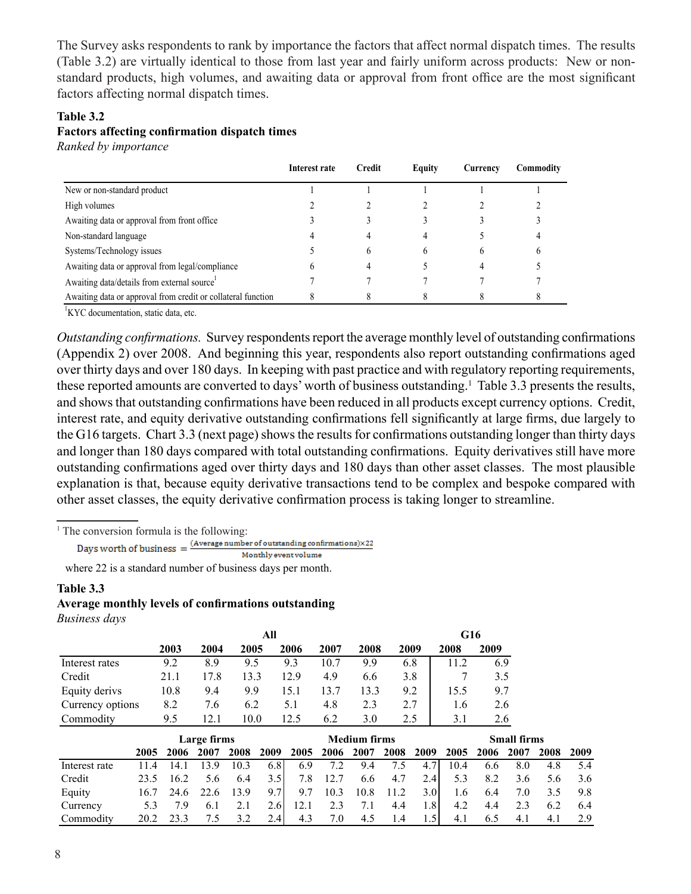The Survey asks respondents to rank by importance the factors that affect normal dispatch times. The results (Table 3.2) are virtually identical to those from last year and fairly uniform across products: New or non-standard products, high volumes, and awaiting data or approval from front office are the most significant factors affecting normal dispatch times.

**Table 3.2**
**Factors affecting confirmation dispatch times**
*Ranked by importance*

| | Interest rate | Credit | Equity | Currency | Commodity |
|---|---|---|---|---|---|
| New or non-standard product | 1 | 1 | 1 | 1 | 1 |
| High volumes | 2 | 2 | 2 | 2 | 2 |
| Awaiting data or approval from front office | 3 | 3 | 3 | 3 | 3 |
| Non-standard language | 4 | 4 | 4 | 5 | 4 |
| Systems/Technology issues | 5 | 6 | 6 | 6 | 6 |
| Awaiting data or approval from legal/compliance | 6 | 4 | 5 | 4 | 5 |
| Awaiting data/details from external source[1] | 7 | 7 | 7 | 7 | 7 |
| Awaiting data or approval from credit or collateral function | 8 | 8 | 8 | 8 | 8 |

[1]KYC documentation, static data, etc.

*Outstanding confirmations.* Survey respondents report the average monthly level of outstanding confirmations (Appendix 2) over 2008. And beginning this year, respondents also report outstanding confirmations aged over thirty days and over 180 days. In keeping with past practice and with regulatory reporting requirements, these reported amounts are converted to days' worth of business outstanding.[1] Table 3.3 presents the results, and shows that outstanding confirmations have been reduced in all products except currency options. Credit, interest rate, and equity derivative outstanding confirmations fell significantly at large firms, due largely to the G16 targets. Chart 3.3 (next page) shows the results for confirmations outstanding longer than thirty days and longer than 180 days compared with total outstanding confirmations. Equity derivatives still have more outstanding confirmations aged over thirty days and 180 days than other asset classes. The most plausible explanation is that, because equity derivative transactions tend to be complex and bespoke compared with other asset classes, the equity derivative confirmation process is taking longer to streamline.

[1] The conversion formula is the following:

$$\text{Days worth of business} = \frac{(\text{Average number of outstanding confirmations}) \times 22}{\text{Monthly event volume}}$$

where 22 is a standard number of business days per month.

**Table 3.3**
**Average monthly levels of confirmations outstanding**
*Business days*

| | All | | | | | | | G16 | |
|---|---|---|---|---|---|---|---|---|---|
| | 2003 | 2004 | 2005 | 2006 | 2007 | 2008 | 2009 | 2008 | 2009 |
| Interest rates | 9.2 | 8.9 | 9.5 | 9.3 | 10.7 | 9.9 | 6.8 | 11.2 | 6.9 |
| Credit | 21.1 | 17.8 | 13.3 | 12.9 | 4.9 | 6.6 | 3.8 | 7 | 3.5 |
| Equity derivs | 10.8 | 9.4 | 9.9 | 15.1 | 13.7 | 13.3 | 9.2 | 15.5 | 9.7 |
| Currency options | 8.2 | 7.6 | 6.2 | 5.1 | 4.8 | 2.3 | 2.7 | 1.6 | 2.6 |
| Commodity | 9.5 | 12.1 | 10.0 | 12.5 | 6.2 | 3.0 | 2.5 | 3.1 | 2.6 |

| | Large firms | | | | | Medium firms | | | | | Small firms | | | | |
|---|---|---|---|---|---|---|---|---|---|---|---|---|---|---|---|
| | 2005 | 2006 | 2007 | 2008 | 2009 | 2005 | 2006 | 2007 | 2008 | 2009 | 2005 | 2006 | 2007 | 2008 | 2009 |
| Interest rate | 11.4 | 14.1 | 13.9 | 10.3 | 6.8 | 6.9 | 7.2 | 9.4 | 7.5 | 4.7 | 10.4 | 6.6 | 8.0 | 4.8 | 5.4 |
| Credit | 23.5 | 16.2 | 5.6 | 6.4 | 3.5 | 7.8 | 12.7 | 6.6 | 4.7 | 2.4 | 5.3 | 8.2 | 3.6 | 5.6 | 3.6 |
| Equity | 16.7 | 24.6 | 22.6 | 13.9 | 9.7 | 9.7 | 10.3 | 10.8 | 11.2 | 3.0 | 1.6 | 6.4 | 7.0 | 3.5 | 9.8 |
| Currency | 5.3 | 7.9 | 6.1 | 2.1 | 2.6 | 12.1 | 2.3 | 7.1 | 4.4 | 1.8 | 4.2 | 4.4 | 2.3 | 6.2 | 6.4 |
| Commodity | 20.2 | 23.3 | 7.5 | 3.2 | 2.4 | 4.3 | 7.0 | 4.5 | 1.4 | 1.5 | 4.1 | 6.5 | 4.1 | 4.1 | 2.9 |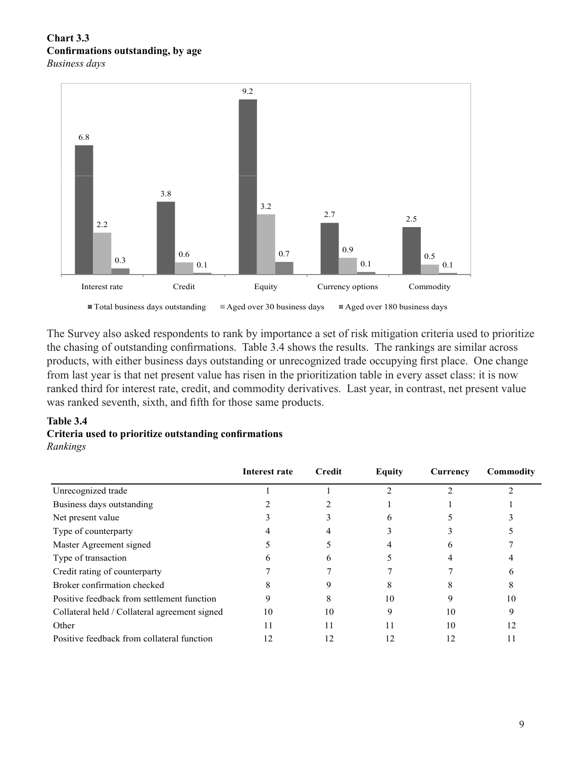**Chart 3.3**
**Confirmations outstanding, by age**
*Business days*

| | Total business days outstanding | Aged over 30 business days | Aged over 180 business days |
|---|---|---|---|
| Interest rate | 6.8 | 2.2 | 0.3 |
| Credit | 3.8 | 0.6 | 0.1 |
| Equity | 9.2 | 3.2 | 0.7 |
| Currency options | 2.7 | 0.9 | 0.1 |
| Commodity | 2.5 | 0.5 | 0.1 |

The Survey also asked respondents to rank by importance a set of risk mitigation criteria used to prioritize the chasing of outstanding confirmations. Table 3.4 shows the results. The rankings are similar across products, with either business days outstanding or unrecognized trade occupying first place. One change from last year is that net present value has risen in the prioritization table in every asset class: it is now ranked third for interest rate, credit, and commodity derivatives. Last year, in contrast, net present value was ranked seventh, sixth, and fifth for those same products.

**Table 3.4**
**Criteria used to prioritize outstanding confirmations**
*Rankings*

| | Interest rate | Credit | Equity | Currency | Commodity |
|---|---|---|---|---|---|
| Unrecognized trade | 1 | 1 | 2 | 2 | 2 |
| Business days outstanding | 2 | 2 | 1 | 1 | 1 |
| Net present value | 3 | 3 | 6 | 5 | 3 |
| Type of counterparty | 4 | 4 | 3 | 3 | 5 |
| Master Agreement signed | 5 | 5 | 4 | 6 | 7 |
| Type of transaction | 6 | 6 | 5 | 4 | 4 |
| Credit rating of counterparty | 7 | 7 | 7 | 7 | 6 |
| Broker confirmation checked | 8 | 9 | 8 | 8 | 8 |
| Positive feedback from settlement function | 9 | 8 | 10 | 9 | 10 |
| Collateral held / Collateral agreement signed | 10 | 10 | 9 | 10 | 9 |
| Other | 11 | 11 | 11 | 10 | 12 |
| Positive feedback from collateral function | 12 | 12 | 12 | 12 | 11 |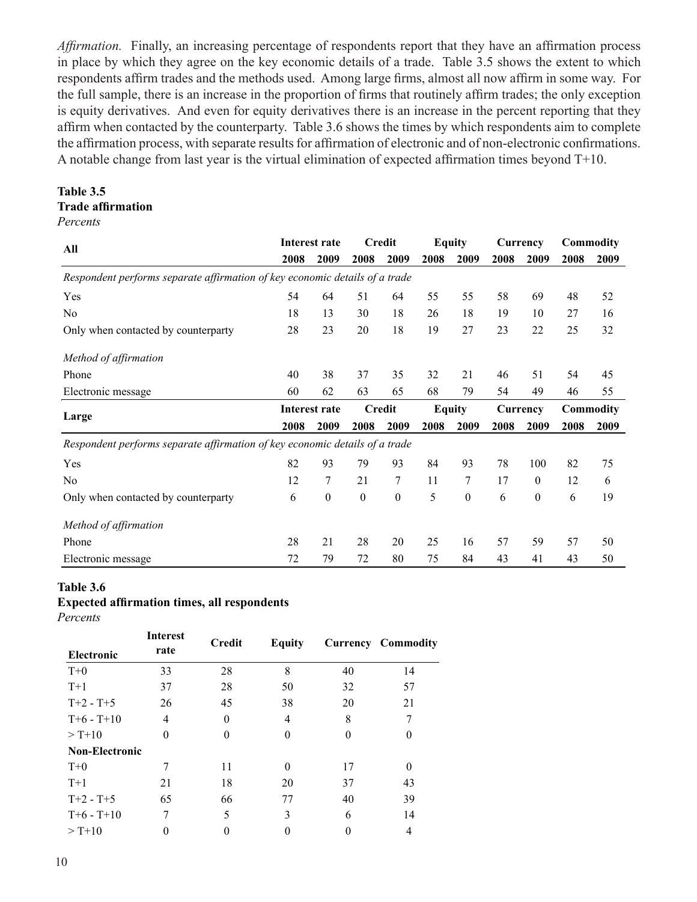*Affirmation.* Finally, an increasing percentage of respondents report that they have an affirmation process in place by which they agree on the key economic details of a trade. Table 3.5 shows the extent to which respondents affirm trades and the methods used. Among large firms, almost all now affirm in some way. For the full sample, there is an increase in the proportion of firms that routinely affirm trades; the only exception is equity derivatives. And even for equity derivatives there is an increase in the percent reporting that they affirm when contacted by the counterparty. Table 3.6 shows the times by which respondents aim to complete the affirmation process, with separate results for affirmation of electronic and of non-electronic confirmations. A notable change from last year is the virtual elimination of expected affirmation times beyond T+10.

**Table 3.5**
**Trade affirmation**
*Percents*

| All | Interest rate | | Credit | | Equity | | Currency | | Commodity | |
|---|---|---|---|---|---|---|---|---|---|---|
| | 2008 | 2009 | 2008 | 2009 | 2008 | 2009 | 2008 | 2009 | 2008 | 2009 |
| *Respondent performs separate affirmation of key economic details of a trade* | | | | | | | | | | |
| Yes | 54 | 64 | 51 | 64 | 55 | 55 | 58 | 69 | 48 | 52 |
| No | 18 | 13 | 30 | 18 | 26 | 18 | 19 | 10 | 27 | 16 |
| Only when contacted by counterparty | 28 | 23 | 20 | 18 | 19 | 27 | 23 | 22 | 25 | 32 |
| *Method of affirmation* | | | | | | | | | | |
| Phone | 40 | 38 | 37 | 35 | 32 | 21 | 46 | 51 | 54 | 45 |
| Electronic message | 60 | 62 | 63 | 65 | 68 | 79 | 54 | 49 | 46 | 55 |
| **Large** | **Interest rate** | | **Credit** | | **Equity** | | **Currency** | | **Commodity** | |
| | 2008 | 2009 | 2008 | 2009 | 2008 | 2009 | 2008 | 2009 | 2008 | 2009 |
| *Respondent performs separate affirmation of key economic details of a trade* | | | | | | | | | | |
| Yes | 82 | 93 | 79 | 93 | 84 | 93 | 78 | 100 | 82 | 75 |
| No | 12 | 7 | 21 | 7 | 11 | 7 | 17 | 0 | 12 | 6 |
| Only when contacted by counterparty | 6 | 0 | 0 | 0 | 5 | 0 | 6 | 0 | 6 | 19 |
| *Method of affirmation* | | | | | | | | | | |
| Phone | 28 | 21 | 28 | 20 | 25 | 16 | 57 | 59 | 57 | 50 |
| Electronic message | 72 | 79 | 72 | 80 | 75 | 84 | 43 | 41 | 43 | 50 |

**Table 3.6**
**Expected affirmation times, all respondents**
*Percents*

| Electronic | Interest rate | Credit | Equity | Currency | Commodity |
|---|---|---|---|---|---|
| T+0 | 33 | 28 | 8 | 40 | 14 |
| T+1 | 37 | 28 | 50 | 32 | 57 |
| T+2 - T+5 | 26 | 45 | 38 | 20 | 21 |
| T+6 - T+10 | 4 | 0 | 4 | 8 | 7 |
| > T+10 | 0 | 0 | 0 | 0 | 0 |
| **Non-Electronic** | | | | | |
| T+0 | 7 | 11 | 0 | 17 | 0 |
| T+1 | 21 | 18 | 20 | 37 | 43 |
| T+2 - T+5 | 65 | 66 | 77 | 40 | 39 |
| T+6 - T+10 | 7 | 5 | 3 | 6 | 14 |
| > T+10 | 0 | 0 | 0 | 0 | 4 |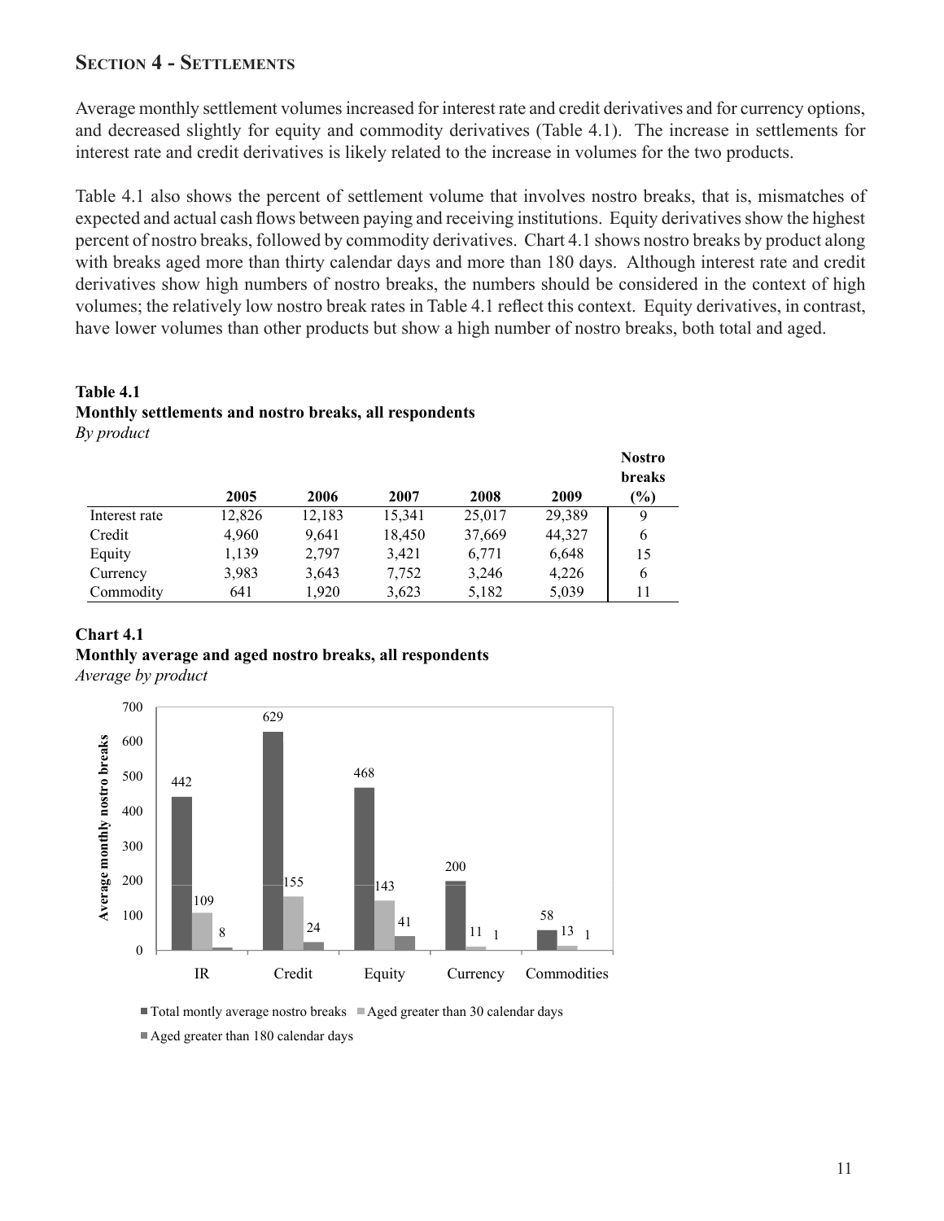## Section 4 - Settlements

Average monthly settlement volumes increased for interest rate and credit derivatives and for currency options, and decreased slightly for equity and commodity derivatives (Table 4.1). The increase in settlements for interest rate and credit derivatives is likely related to the increase in volumes for the two products.

Table 4.1 also shows the percent of settlement volume that involves nostro breaks, that is, mismatches of expected and actual cash flows between paying and receiving institutions. Equity derivatives show the highest percent of nostro breaks, followed by commodity derivatives. Chart 4.1 shows nostro breaks by product along with breaks aged more than thirty calendar days and more than 180 days. Although interest rate and credit derivatives show high numbers of nostro breaks, the numbers should be considered in the context of high volumes; the relatively low nostro break rates in Table 4.1 reflect this context. Equity derivatives, in contrast, have lower volumes than other products but show a high number of nostro breaks, both total and aged.

**Table 4.1**
**Monthly settlements and nostro breaks, all respondents**
*By product*

| | 2005 | 2006 | 2007 | 2008 | 2009 | Nostro breaks (%) |
|---|---|---|---|---|---|---|
| Interest rate | 12,826 | 12,183 | 15,341 | 25,017 | 29,389 | 9 |
| Credit | 4,960 | 9,641 | 18,450 | 37,669 | 44,327 | 6 |
| Equity | 1,139 | 2,797 | 3,421 | 6,771 | 6,648 | 15 |
| Currency | 3,983 | 3,643 | 7,752 | 3,246 | 4,226 | 6 |
| Commodity | 641 | 1,920 | 3,623 | 5,182 | 5,039 | 11 |

**Chart 4.1**
**Monthly average and aged nostro breaks, all respondents**
*Average by product*

| | IR | Credit | Equity | Currency | Commodities |
|---|---|---|---|---|---|
| Total montly average nostro breaks | 442 | 629 | 468 | 200 | 58 |
| Aged greater than 30 calendar days | 109 | 155 | 143 | 11 | 13 |
| Aged greater than 180 calendar days | 8 | 24 | 41 | 1 | 1 |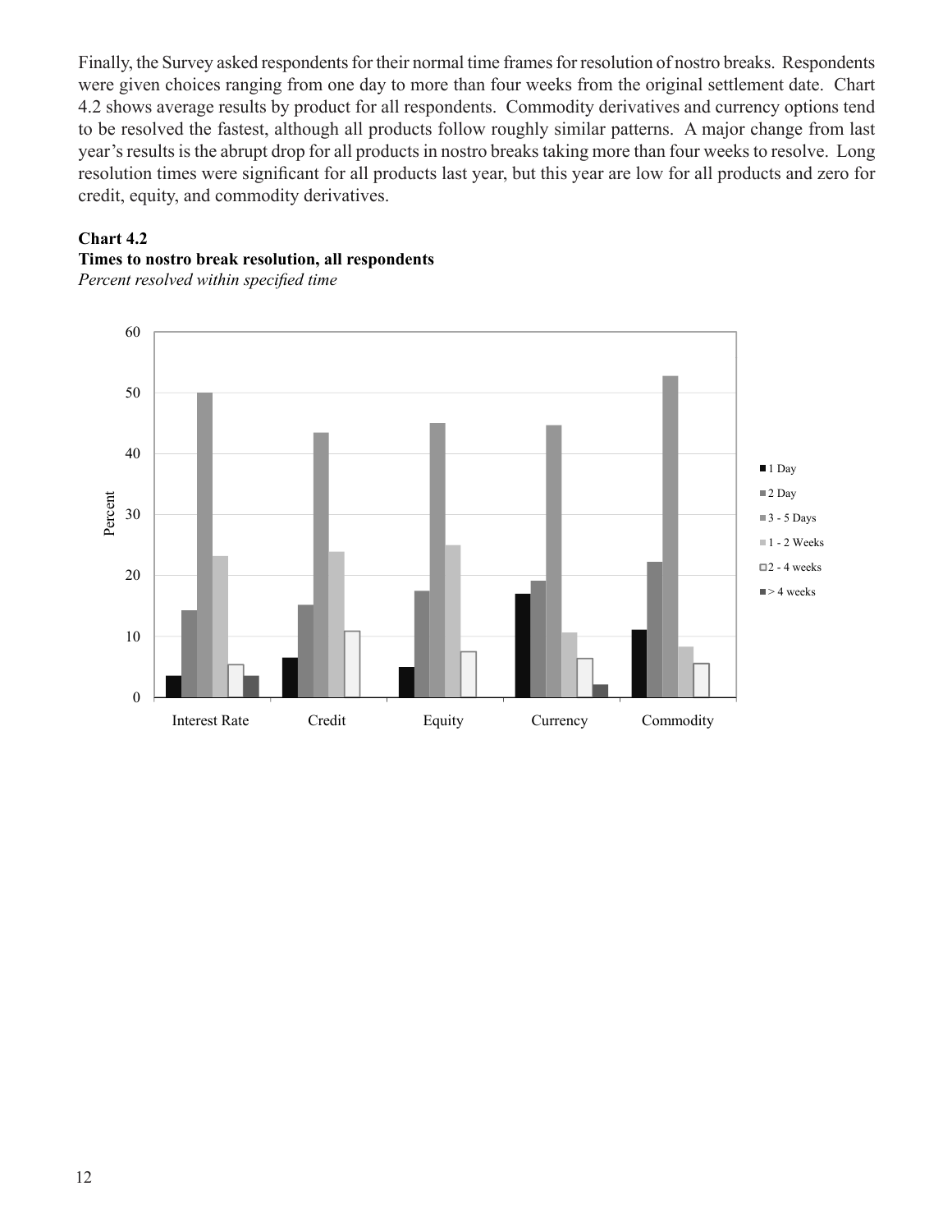Finally, the Survey asked respondents for their normal time frames for resolution of nostro breaks. Respondents were given choices ranging from one day to more than four weeks from the original settlement date. Chart 4.2 shows average results by product for all respondents. Commodity derivatives and currency options tend to be resolved the fastest, although all products follow roughly similar patterns. A major change from last year's results is the abrupt drop for all products in nostro breaks taking more than four weeks to resolve. Long resolution times were significant for all products last year, but this year are low for all products and zero for credit, equity, and commodity derivatives.

**Chart 4.2**
**Times to nostro break resolution, all respondents**
*Percent resolved within specified time*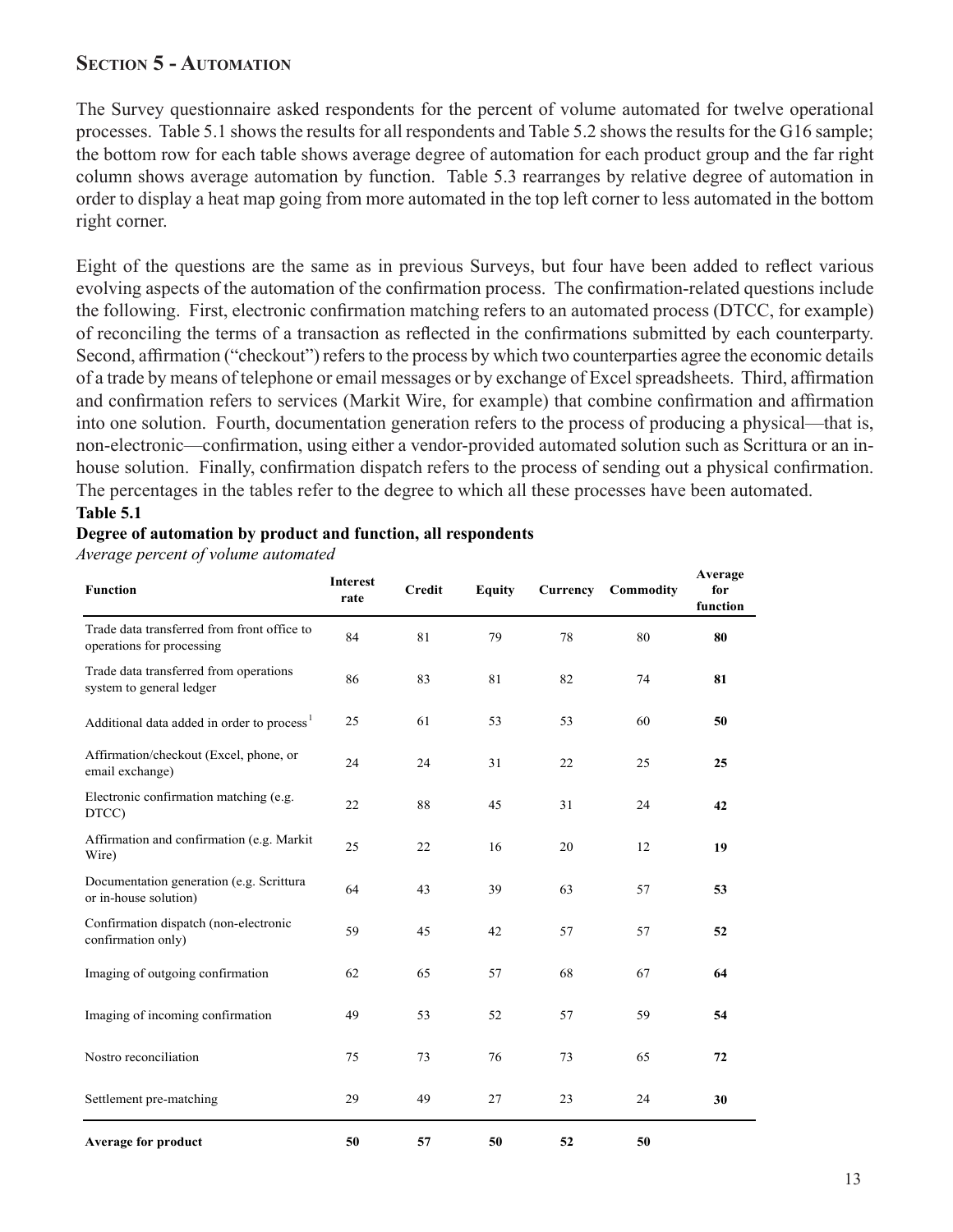## Section 5 - Automation

The Survey questionnaire asked respondents for the percent of volume automated for twelve operational processes. Table 5.1 shows the results for all respondents and Table 5.2 shows the results for the G16 sample; the bottom row for each table shows average degree of automation for each product group and the far right column shows average automation by function. Table 5.3 rearranges by relative degree of automation in order to display a heat map going from more automated in the top left corner to less automated in the bottom right corner.

Eight of the questions are the same as in previous Surveys, but four have been added to reflect various evolving aspects of the automation of the confirmation process. The confirmation-related questions include the following. First, electronic confirmation matching refers to an automated process (DTCC, for example) of reconciling the terms of a transaction as reflected in the confirmations submitted by each counterparty. Second, affirmation ("checkout") refers to the process by which two counterparties agree the economic details of a trade by means of telephone or email messages or by exchange of Excel spreadsheets. Third, affirmation and confirmation refers to services (Markit Wire, for example) that combine confirmation and affirmation into one solution. Fourth, documentation generation refers to the process of producing a physical—that is, non-electronic—confirmation, using either a vendor-provided automated solution such as Scrittura or an in-house solution. Finally, confirmation dispatch refers to the process of sending out a physical confirmation. The percentages in the tables refer to the degree to which all these processes have been automated.

**Table 5.1**

**Degree of automation by product and function, all respondents**

*Average percent of volume automated*

| Function | Interest rate | Credit | Equity | Currency | Commodity | Average for function |
|---|---|---|---|---|---|---|
| Trade data transferred from front office to operations for processing | 84 | 81 | 79 | 78 | 80 | **80** |
| Trade data transferred from operations system to general ledger | 86 | 83 | 81 | 82 | 74 | **81** |
| Additional data added in order to process[1] | 25 | 61 | 53 | 53 | 60 | **50** |
| Affirmation/checkout (Excel, phone, or email exchange) | 24 | 24 | 31 | 22 | 25 | **25** |
| Electronic confirmation matching (e.g. DTCC) | 22 | 88 | 45 | 31 | 24 | **42** |
| Affirmation and confirmation (e.g. Markit Wire) | 25 | 22 | 16 | 20 | 12 | **19** |
| Documentation generation (e.g. Scrittura or in-house solution) | 64 | 43 | 39 | 63 | 57 | **53** |
| Confirmation dispatch (non-electronic confirmation only) | 59 | 45 | 42 | 57 | 57 | **52** |
| Imaging of outgoing confirmation | 62 | 65 | 57 | 68 | 67 | **64** |
| Imaging of incoming confirmation | 49 | 53 | 52 | 57 | 59 | **54** |
| Nostro reconciliation | 75 | 73 | 76 | 73 | 65 | **72** |
| Settlement pre-matching | 29 | 49 | 27 | 23 | 24 | **30** |
| **Average for product** | **50** | **57** | **50** | **52** | **50** | |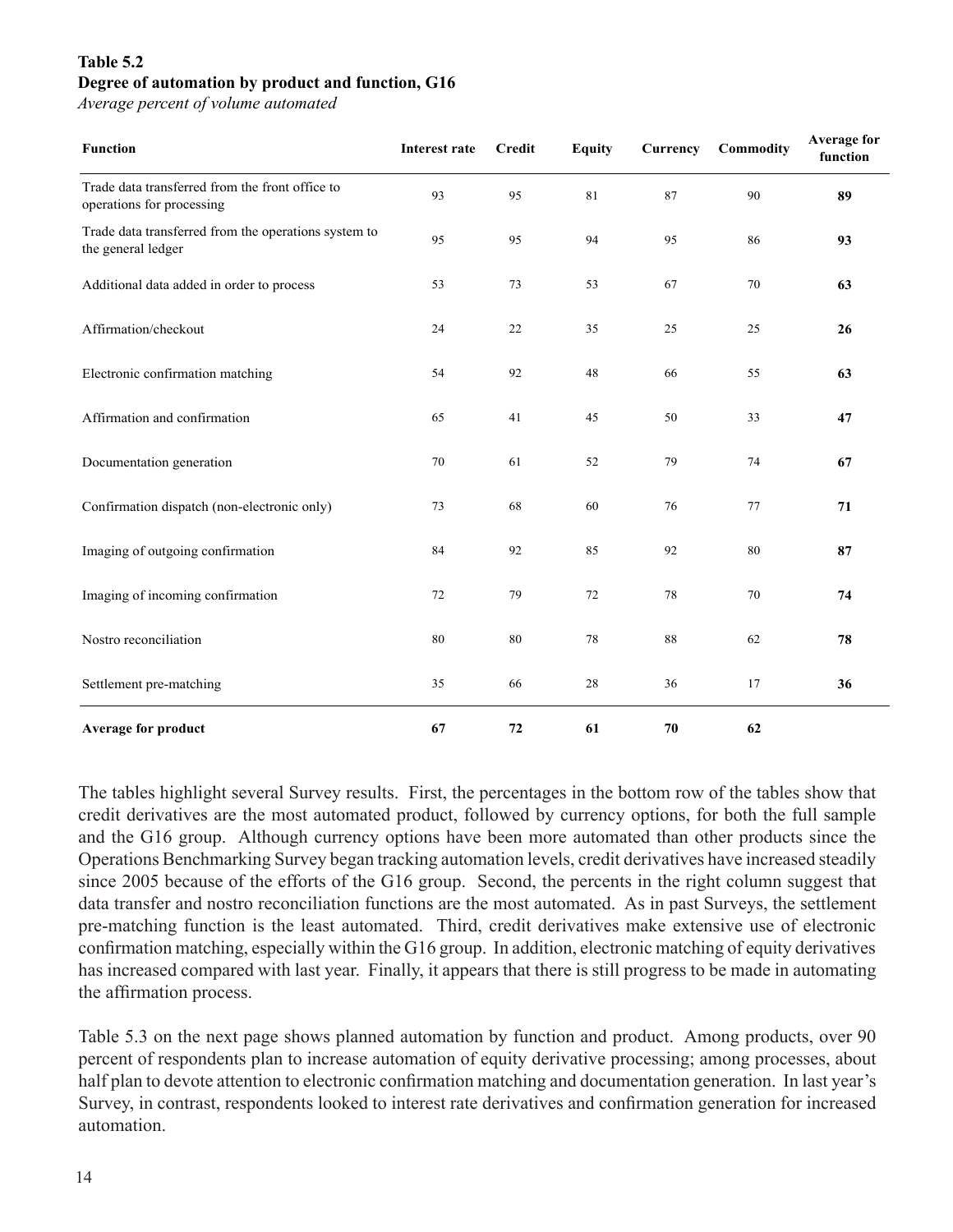**Table 5.2**
**Degree of automation by product and function, G16**
*Average percent of volume automated*

| Function | Interest rate | Credit | Equity | Currency | Commodity | Average for function |
|---|---|---|---|---|---|---|
| Trade data transferred from the front office to operations for processing | 93 | 95 | 81 | 87 | 90 | **89** |
| Trade data transferred from the operations system to the general ledger | 95 | 95 | 94 | 95 | 86 | **93** |
| Additional data added in order to process | 53 | 73 | 53 | 67 | 70 | **63** |
| Affirmation/checkout | 24 | 22 | 35 | 25 | 25 | **26** |
| Electronic confirmation matching | 54 | 92 | 48 | 66 | 55 | **63** |
| Affirmation and confirmation | 65 | 41 | 45 | 50 | 33 | **47** |
| Documentation generation | 70 | 61 | 52 | 79 | 74 | **67** |
| Confirmation dispatch (non-electronic only) | 73 | 68 | 60 | 76 | 77 | **71** |
| Imaging of outgoing confirmation | 84 | 92 | 85 | 92 | 80 | **87** |
| Imaging of incoming confirmation | 72 | 79 | 72 | 78 | 70 | **74** |
| Nostro reconciliation | 80 | 80 | 78 | 88 | 62 | **78** |
| Settlement pre-matching | 35 | 66 | 28 | 36 | 17 | **36** |
| **Average for product** | **67** | **72** | **61** | **70** | **62** | |

The tables highlight several Survey results. First, the percentages in the bottom row of the tables show that credit derivatives are the most automated product, followed by currency options, for both the full sample and the G16 group. Although currency options have been more automated than other products since the Operations Benchmarking Survey began tracking automation levels, credit derivatives have increased steadily since 2005 because of the efforts of the G16 group. Second, the percents in the right column suggest that data transfer and nostro reconciliation functions are the most automated. As in past Surveys, the settlement pre-matching function is the least automated. Third, credit derivatives make extensive use of electronic confirmation matching, especially within the G16 group. In addition, electronic matching of equity derivatives has increased compared with last year. Finally, it appears that there is still progress to be made in automating the affirmation process.

Table 5.3 on the next page shows planned automation by function and product. Among products, over 90 percent of respondents plan to increase automation of equity derivative processing; among processes, about half plan to devote attention to electronic confirmation matching and documentation generation. In last year's Survey, in contrast, respondents looked to interest rate derivatives and confirmation generation for increased automation.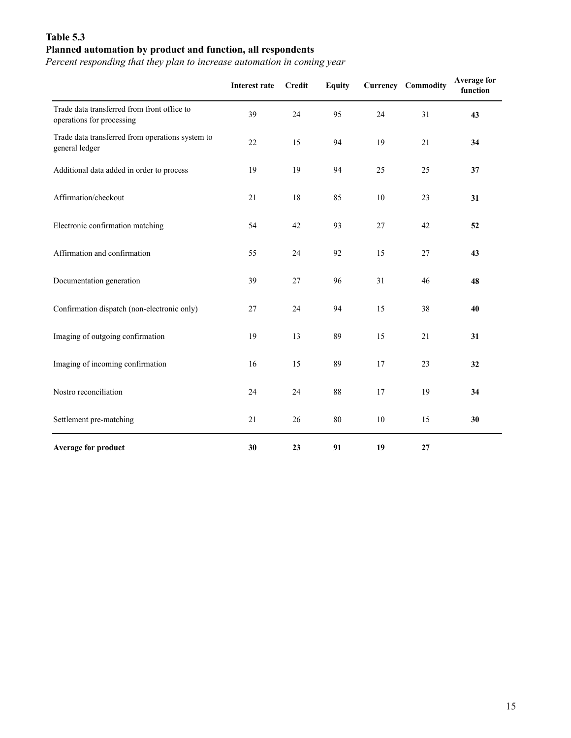**Table 5.3**
**Planned automation by product and function, all respondents**
*Percent responding that they plan to increase automation in coming year*

| | Interest rate | Credit | Equity | Currency | Commodity | Average for function |
|---|---|---|---|---|---|---|
| Trade data transferred from front office to operations for processing | 39 | 24 | 95 | 24 | 31 | **43** |
| Trade data transferred from operations system to general ledger | 22 | 15 | 94 | 19 | 21 | **34** |
| Additional data added in order to process | 19 | 19 | 94 | 25 | 25 | **37** |
| Affirmation/checkout | 21 | 18 | 85 | 10 | 23 | **31** |
| Electronic confirmation matching | 54 | 42 | 93 | 27 | 42 | **52** |
| Affirmation and confirmation | 55 | 24 | 92 | 15 | 27 | **43** |
| Documentation generation | 39 | 27 | 96 | 31 | 46 | **48** |
| Confirmation dispatch (non-electronic only) | 27 | 24 | 94 | 15 | 38 | **40** |
| Imaging of outgoing confirmation | 19 | 13 | 89 | 15 | 21 | **31** |
| Imaging of incoming confirmation | 16 | 15 | 89 | 17 | 23 | **32** |
| Nostro reconciliation | 24 | 24 | 88 | 17 | 19 | **34** |
| Settlement pre-matching | 21 | 26 | 80 | 10 | 15 | **30** |
| **Average for product** | **30** | **23** | **91** | **19** | **27** | |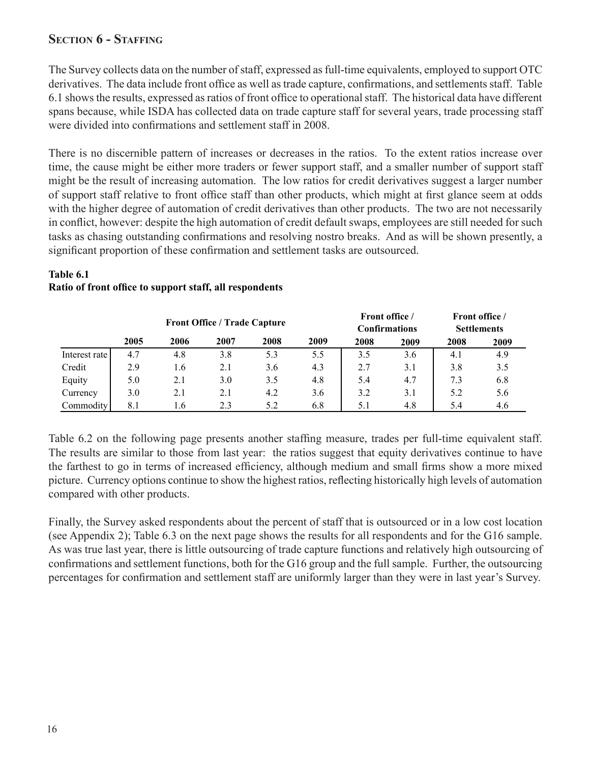## Section 6 - Staffing

The Survey collects data on the number of staff, expressed as full-time equivalents, employed to support OTC derivatives. The data include front office as well as trade capture, confirmations, and settlements staff. Table 6.1 shows the results, expressed as ratios of front office to operational staff. The historical data have different spans because, while ISDA has collected data on trade capture staff for several years, trade processing staff were divided into confirmations and settlement staff in 2008.

There is no discernible pattern of increases or decreases in the ratios. To the extent ratios increase over time, the cause might be either more traders or fewer support staff, and a smaller number of support staff might be the result of increasing automation. The low ratios for credit derivatives suggest a larger number of support staff relative to front office staff than other products, which might at first glance seem at odds with the higher degree of automation of credit derivatives than other products. The two are not necessarily in conflict, however: despite the high automation of credit default swaps, employees are still needed for such tasks as chasing outstanding confirmations and resolving nostro breaks. And as will be shown presently, a significant proportion of these confirmation and settlement tasks are outsourced.

**Table 6.1**
**Ratio of front office to support staff, all respondents**

| | Front Office / Trade Capture | | | | | Front office / Confirmations | | Front office / Settlements | |
|---|---|---|---|---|---|---|---|---|---|
| | **2005** | **2006** | **2007** | **2008** | **2009** | **2008** | **2009** | **2008** | **2009** |
| Interest rate | 4.7 | 4.8 | 3.8 | 5.3 | 5.5 | 3.5 | 3.6 | 4.1 | 4.9 |
| Credit | 2.9 | 1.6 | 2.1 | 3.6 | 4.3 | 2.7 | 3.1 | 3.8 | 3.5 |
| Equity | 5.0 | 2.1 | 3.0 | 3.5 | 4.8 | 5.4 | 4.7 | 7.3 | 6.8 |
| Currency | 3.0 | 2.1 | 2.1 | 4.2 | 3.6 | 3.2 | 3.1 | 5.2 | 5.6 |
| Commodity | 8.1 | 1.6 | 2.3 | 5.2 | 6.8 | 5.1 | 4.8 | 5.4 | 4.6 |

Table 6.2 on the following page presents another staffing measure, trades per full-time equivalent staff. The results are similar to those from last year: the ratios suggest that equity derivatives continue to have the farthest to go in terms of increased efficiency, although medium and small firms show a more mixed picture. Currency options continue to show the highest ratios, reflecting historically high levels of automation compared with other products.

Finally, the Survey asked respondents about the percent of staff that is outsourced or in a low cost location (see Appendix 2); Table 6.3 on the next page shows the results for all respondents and for the G16 sample. As was true last year, there is little outsourcing of trade capture functions and relatively high outsourcing of confirmations and settlement functions, both for the G16 group and the full sample. Further, the outsourcing percentages for confirmation and settlement staff are uniformly larger than they were in last year's Survey.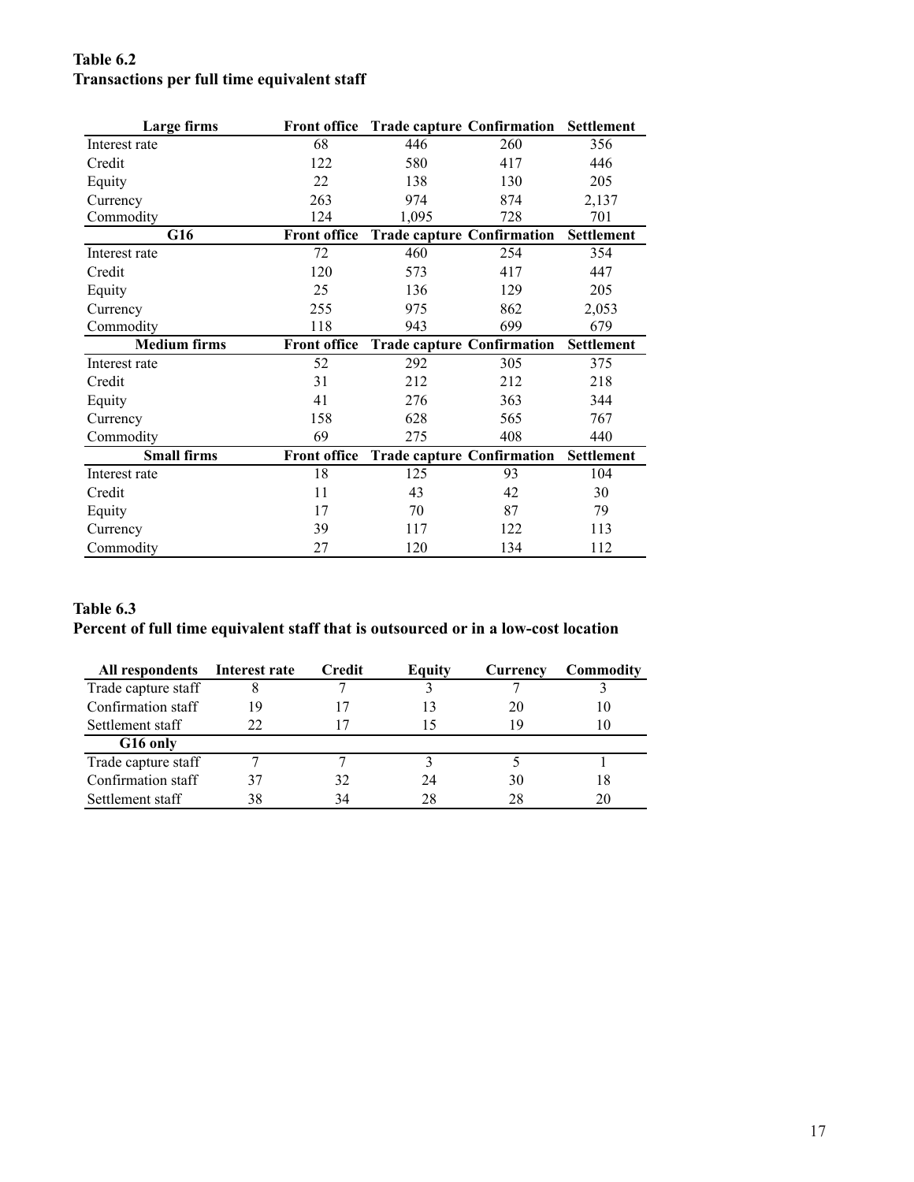**Table 6.2**
**Transactions per full time equivalent staff**

| Large firms | Front office | Trade capture | Confirmation | Settlement |
|---|---|---|---|---|
| Interest rate | 68 | 446 | 260 | 356 |
| Credit | 122 | 580 | 417 | 446 |
| Equity | 22 | 138 | 130 | 205 |
| Currency | 263 | 974 | 874 | 2,137 |
| Commodity | 124 | 1,095 | 728 | 701 |
| **G16** | **Front office** | **Trade capture** | **Confirmation** | **Settlement** |
| Interest rate | 72 | 460 | 254 | 354 |
| Credit | 120 | 573 | 417 | 447 |
| Equity | 25 | 136 | 129 | 205 |
| Currency | 255 | 975 | 862 | 2,053 |
| Commodity | 118 | 943 | 699 | 679 |
| **Medium firms** | **Front office** | **Trade capture** | **Confirmation** | **Settlement** |
| Interest rate | 52 | 292 | 305 | 375 |
| Credit | 31 | 212 | 212 | 218 |
| Equity | 41 | 276 | 363 | 344 |
| Currency | 158 | 628 | 565 | 767 |
| Commodity | 69 | 275 | 408 | 440 |
| **Small firms** | **Front office** | **Trade capture** | **Confirmation** | **Settlement** |
| Interest rate | 18 | 125 | 93 | 104 |
| Credit | 11 | 43 | 42 | 30 |
| Equity | 17 | 70 | 87 | 79 |
| Currency | 39 | 117 | 122 | 113 |
| Commodity | 27 | 120 | 134 | 112 |

**Table 6.3**
**Percent of full time equivalent staff that is outsourced or in a low-cost location**

| All respondents | Interest rate | Credit | Equity | Currency | Commodity |
|---|---|---|---|---|---|
| Trade capture staff | 8 | 7 | 3 | 7 | 3 |
| Confirmation staff | 19 | 17 | 13 | 20 | 10 |
| Settlement staff | 22 | 17 | 15 | 19 | 10 |
| **G16 only** | | | | | |
| Trade capture staff | 7 | 7 | 3 | 5 | 1 |
| Confirmation staff | 37 | 32 | 24 | 30 | 18 |
| Settlement staff | 38 | 34 | 28 | 28 | 20 |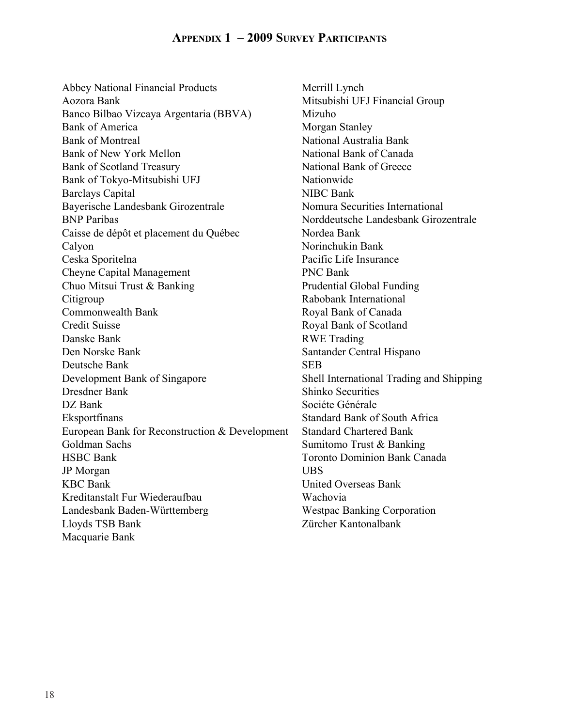# Appendix 1 – 2009 Survey Participants

Abbey National Financial Products
Aozora Bank
Banco Bilbao Vizcaya Argentaria (BBVA)
Bank of America
Bank of Montreal
Bank of New York Mellon
Bank of Scotland Treasury
Bank of Tokyo-Mitsubishi UFJ
Barclays Capital
Bayerische Landesbank Girozentrale
BNP Paribas
Caisse de dépôt et placement du Québec
Calyon
Ceska Sporitelna
Cheyne Capital Management
Chuo Mitsui Trust & Banking
Citigroup
Commonwealth Bank
Credit Suisse
Danske Bank
Den Norske Bank
Deutsche Bank
Development Bank of Singapore
Dresdner Bank
DZ Bank
Eksportfinans
European Bank for Reconstruction & Development
Goldman Sachs
HSBC Bank
JP Morgan
KBC Bank
Kreditanstalt Fur Wiederaufbau
Landesbank Baden-Württemberg
Lloyds TSB Bank
Macquarie Bank
Merrill Lynch
Mitsubishi UFJ Financial Group
Mizuho
Morgan Stanley
National Australia Bank
National Bank of Canada
National Bank of Greece
Nationwide
NIBC Bank
Nomura Securities International
Norddeutsche Landesbank Girozentrale
Nordea Bank
Norinchukin Bank
Pacific Life Insurance
PNC Bank
Prudential Global Funding
Rabobank International
Royal Bank of Canada
Royal Bank of Scotland
RWE Trading
Santander Central Hispano
SEB
Shell International Trading and Shipping
Shinko Securities
Sociéte Générale
Standard Bank of South Africa
Standard Chartered Bank
Sumitomo Trust & Banking
Toronto Dominion Bank Canada
UBS
United Overseas Bank
Wachovia
Westpac Banking Corporation
Zürcher Kantonalbank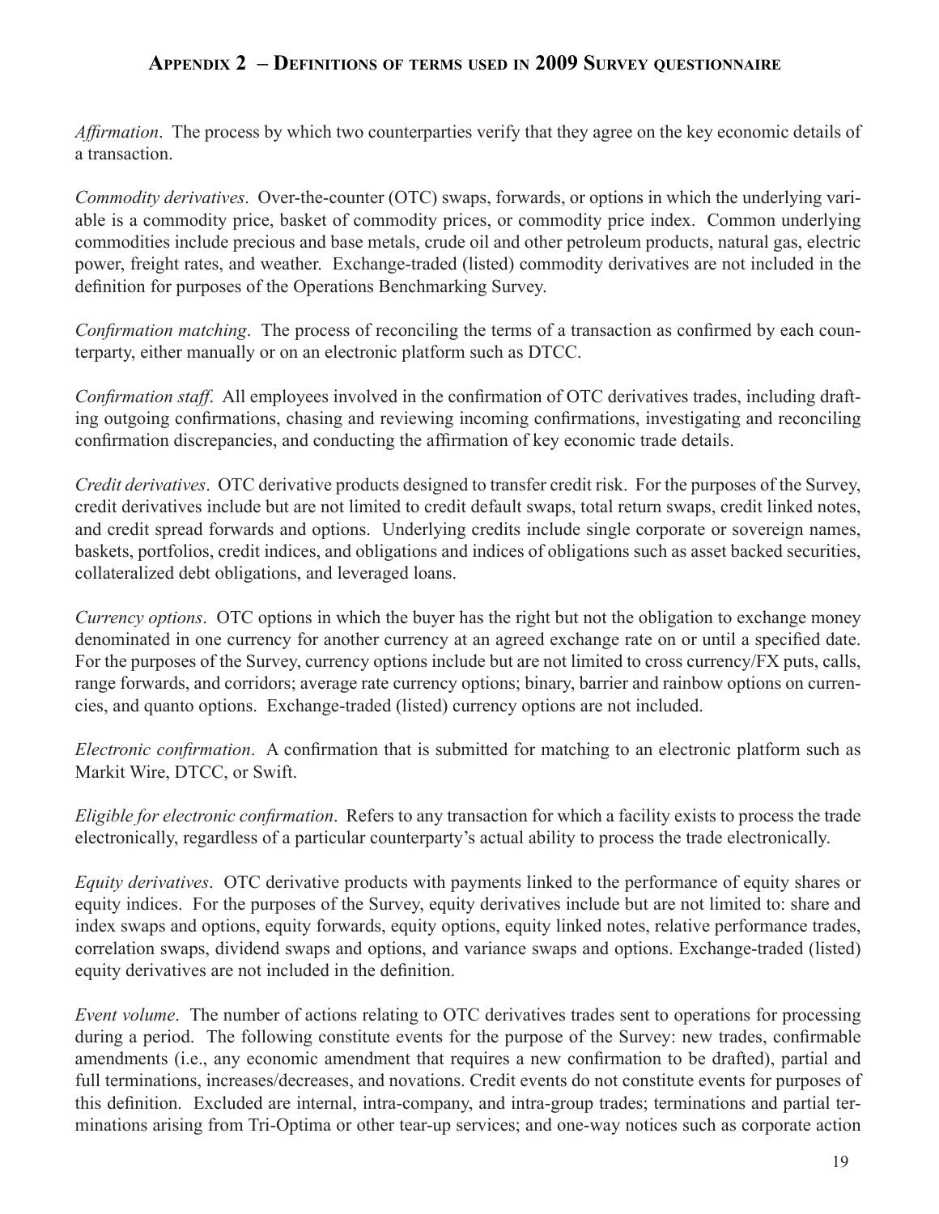## Appendix 2 – Definitions of terms used in 2009 Survey questionnaire

*Affirmation*. The process by which two counterparties verify that they agree on the key economic details of a transaction.

*Commodity derivatives*. Over-the-counter (OTC) swaps, forwards, or options in which the underlying variable is a commodity price, basket of commodity prices, or commodity price index. Common underlying commodities include precious and base metals, crude oil and other petroleum products, natural gas, electric power, freight rates, and weather. Exchange-traded (listed) commodity derivatives are not included in the definition for purposes of the Operations Benchmarking Survey.

*Confirmation matching*. The process of reconciling the terms of a transaction as confirmed by each counterparty, either manually or on an electronic platform such as DTCC.

*Confirmation staff*. All employees involved in the confirmation of OTC derivatives trades, including drafting outgoing confirmations, chasing and reviewing incoming confirmations, investigating and reconciling confirmation discrepancies, and conducting the affirmation of key economic trade details.

*Credit derivatives*. OTC derivative products designed to transfer credit risk. For the purposes of the Survey, credit derivatives include but are not limited to credit default swaps, total return swaps, credit linked notes, and credit spread forwards and options. Underlying credits include single corporate or sovereign names, baskets, portfolios, credit indices, and obligations and indices of obligations such as asset backed securities, collateralized debt obligations, and leveraged loans.

*Currency options*. OTC options in which the buyer has the right but not the obligation to exchange money denominated in one currency for another currency at an agreed exchange rate on or until a specified date. For the purposes of the Survey, currency options include but are not limited to cross currency/FX puts, calls, range forwards, and corridors; average rate currency options; binary, barrier and rainbow options on currencies, and quanto options. Exchange-traded (listed) currency options are not included.

*Electronic confirmation*. A confirmation that is submitted for matching to an electronic platform such as Markit Wire, DTCC, or Swift.

*Eligible for electronic confirmation*. Refers to any transaction for which a facility exists to process the trade electronically, regardless of a particular counterparty's actual ability to process the trade electronically.

*Equity derivatives*. OTC derivative products with payments linked to the performance of equity shares or equity indices. For the purposes of the Survey, equity derivatives include but are not limited to: share and index swaps and options, equity forwards, equity options, equity linked notes, relative performance trades, correlation swaps, dividend swaps and options, and variance swaps and options. Exchange-traded (listed) equity derivatives are not included in the definition.

*Event volume*. The number of actions relating to OTC derivatives trades sent to operations for processing during a period. The following constitute events for the purpose of the Survey: new trades, confirmable amendments (i.e., any economic amendment that requires a new confirmation to be drafted), partial and full terminations, increases/decreases, and novations. Credit events do not constitute events for purposes of this definition. Excluded are internal, intra-company, and intra-group trades; terminations and partial terminations arising from Tri-Optima or other tear-up services; and one-way notices such as corporate action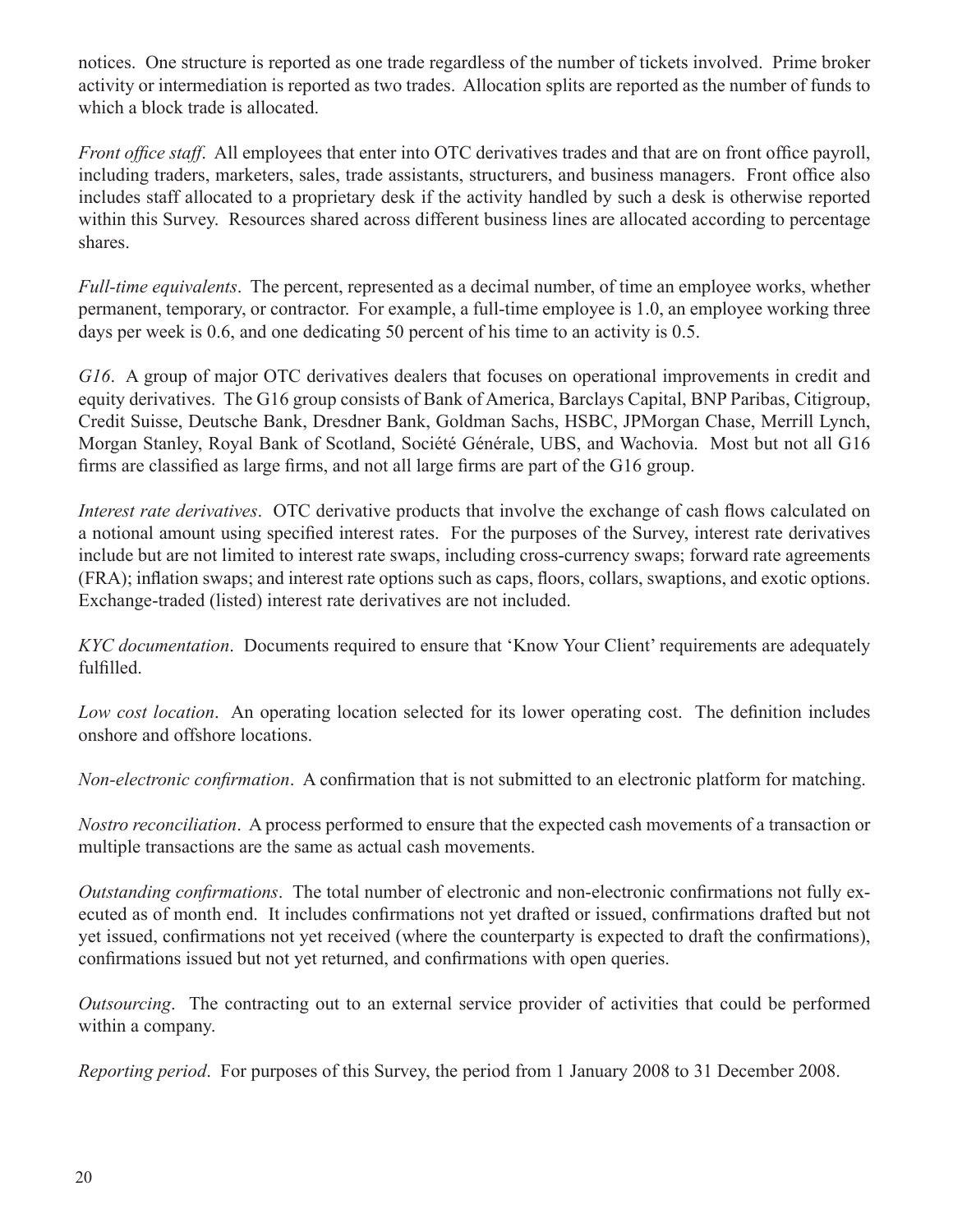notices. One structure is reported as one trade regardless of the number of tickets involved. Prime broker activity or intermediation is reported as two trades. Allocation splits are reported as the number of funds to which a block trade is allocated.

*Front office staff*. All employees that enter into OTC derivatives trades and that are on front office payroll, including traders, marketers, sales, trade assistants, structurers, and business managers. Front office also includes staff allocated to a proprietary desk if the activity handled by such a desk is otherwise reported within this Survey. Resources shared across different business lines are allocated according to percentage shares.

*Full-time equivalents*. The percent, represented as a decimal number, of time an employee works, whether permanent, temporary, or contractor. For example, a full-time employee is 1.0, an employee working three days per week is 0.6, and one dedicating 50 percent of his time to an activity is 0.5.

*G16*. A group of major OTC derivatives dealers that focuses on operational improvements in credit and equity derivatives. The G16 group consists of Bank of America, Barclays Capital, BNP Paribas, Citigroup, Credit Suisse, Deutsche Bank, Dresdner Bank, Goldman Sachs, HSBC, JPMorgan Chase, Merrill Lynch, Morgan Stanley, Royal Bank of Scotland, Société Générale, UBS, and Wachovia. Most but not all G16 firms are classified as large firms, and not all large firms are part of the G16 group.

*Interest rate derivatives*. OTC derivative products that involve the exchange of cash flows calculated on a notional amount using specified interest rates. For the purposes of the Survey, interest rate derivatives include but are not limited to interest rate swaps, including cross-currency swaps; forward rate agreements (FRA); inflation swaps; and interest rate options such as caps, floors, collars, swaptions, and exotic options. Exchange-traded (listed) interest rate derivatives are not included.

*KYC documentation*. Documents required to ensure that 'Know Your Client' requirements are adequately fulfilled.

*Low cost location*. An operating location selected for its lower operating cost. The definition includes onshore and offshore locations.

*Non-electronic confirmation*. A confirmation that is not submitted to an electronic platform for matching.

*Nostro reconciliation*. A process performed to ensure that the expected cash movements of a transaction or multiple transactions are the same as actual cash movements.

*Outstanding confirmations*. The total number of electronic and non-electronic confirmations not fully executed as of month end. It includes confirmations not yet drafted or issued, confirmations drafted but not yet issued, confirmations not yet received (where the counterparty is expected to draft the confirmations), confirmations issued but not yet returned, and confirmations with open queries.

*Outsourcing*. The contracting out to an external service provider of activities that could be performed within a company.

*Reporting period*. For purposes of this Survey, the period from 1 January 2008 to 31 December 2008.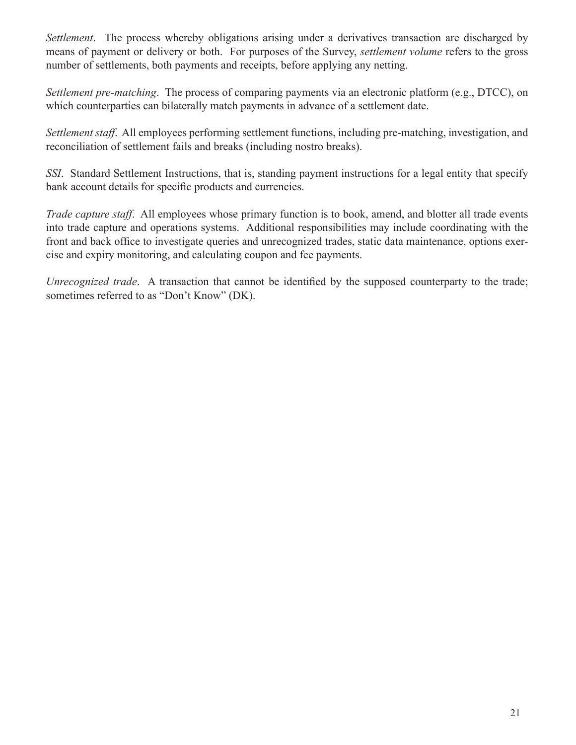*Settlement*. The process whereby obligations arising under a derivatives transaction are discharged by means of payment or delivery or both. For purposes of the Survey, *settlement volume* refers to the gross number of settlements, both payments and receipts, before applying any netting.

*Settlement pre-matching*. The process of comparing payments via an electronic platform (e.g., DTCC), on which counterparties can bilaterally match payments in advance of a settlement date.

*Settlement staff*. All employees performing settlement functions, including pre-matching, investigation, and reconciliation of settlement fails and breaks (including nostro breaks).

*SSI*. Standard Settlement Instructions, that is, standing payment instructions for a legal entity that specify bank account details for specific products and currencies.

*Trade capture staff*. All employees whose primary function is to book, amend, and blotter all trade events into trade capture and operations systems. Additional responsibilities may include coordinating with the front and back office to investigate queries and unrecognized trades, static data maintenance, options exercise and expiry monitoring, and calculating coupon and fee payments.

*Unrecognized trade*. A transaction that cannot be identified by the supposed counterparty to the trade; sometimes referred to as "Don't Know" (DK).